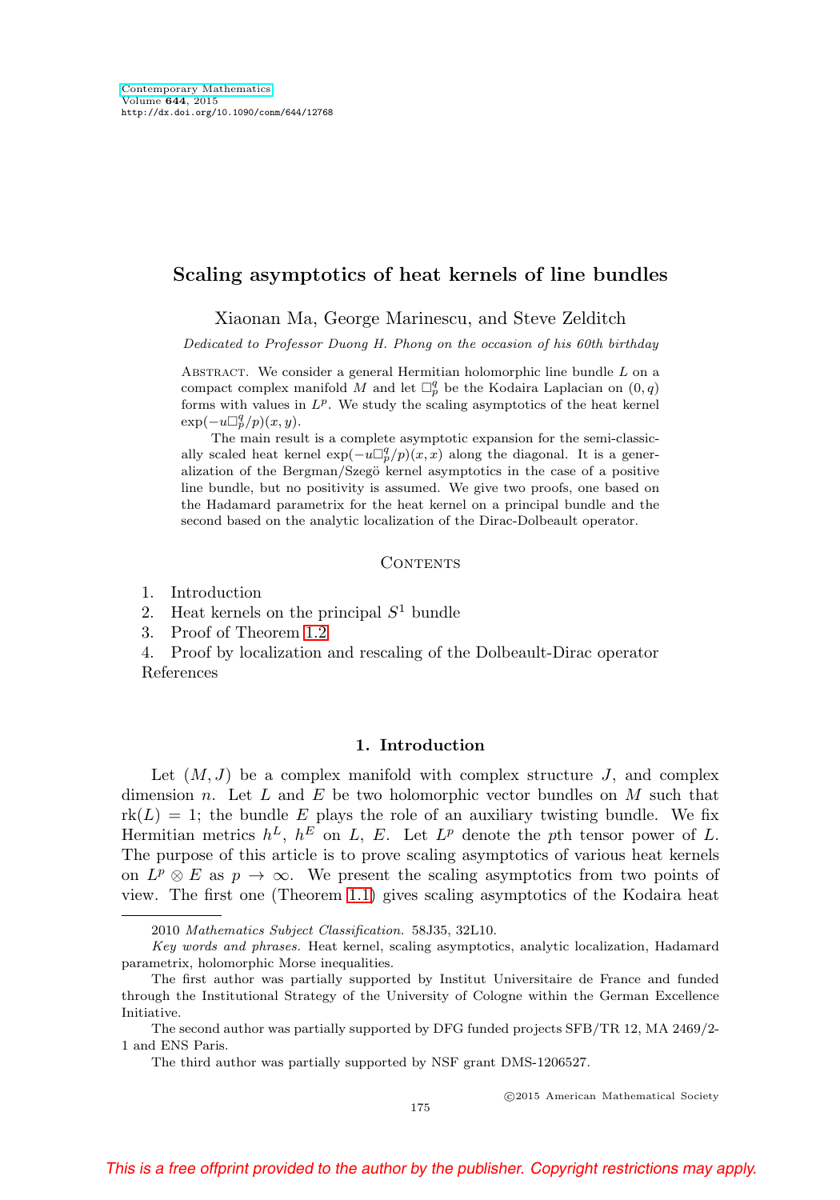# Scaling asymptotics of heat kernels of line bundles

Xiaonan Ma, George Marinescu, and Steve Zelditch

*Dedicated to Professor Duong H. Phong on the occasion of his 60th birthday*

Abstract. We consider a general Hermitian holomorphic line bundle $L$ on a compact complex manifold $M$ and let $\square_p^q$ be the Kodaira Laplacian on $(0,q)$ forms with values in $L^p$. We study the scaling asymptotics of the heat kernel $\exp(-u\square_p^q/p)(x,y)$.

The main result is a complete asymptotic expansion for the semi-classically scaled heat kernel $\exp(-u\square_p^q/p)(x,x)$ along the diagonal. It is a generalization of the Bergman/Szegö kernel asymptotics in the case of a positive line bundle, but no positivity is assumed. We give two proofs, one based on the Hadamard parametrix for the heat kernel on a principal bundle and the second based on the analytic localization of the Dirac-Dolbeault operator.

## Contents

1. Introduction
2. Heat kernels on the principal $S^1$ bundle
3. Proof of Theorem 1.2
4. Proof by localization and rescaling of the Dolbeault-Dirac operator

References

## 1. Introduction

Let $(M,J)$ be a complex manifold with complex structure $J$, and complex dimension $n$. Let $L$ and $E$ be two holomorphic vector bundles on $M$ such that $\mathrm{rk}(L)=1$; the bundle $E$ plays the role of an auxiliary twisting bundle. We fix Hermitian metrics $h^L$, $h^E$ on $L$, $E$. Let $L^p$ denote the $p$th tensor power of $L$. The purpose of this article is to prove scaling asymptotics of various heat kernels on $L^p \otimes E$ as $p\to\infty$. We present the scaling asymptotics from two points of view. The first one (Theorem 1.1) gives scaling asymptotics of the Kodaira heat

2010 *Mathematics Subject Classification.* 58J35, 32L10.

*Key words and phrases.* Heat kernel, scaling asymptotics, analytic localization, Hadamard parametrix, holomorphic Morse inequalities.

The first author was partially supported by Institut Universitaire de France and funded through the Institutional Strategy of the University of Cologne within the German Excellence Initiative.

The second author was partially supported by DFG funded projects SFB/TR 12, MA 2469/2-1 and ENS Paris.

The third author was partially supported by NSF grant DMS-1206527.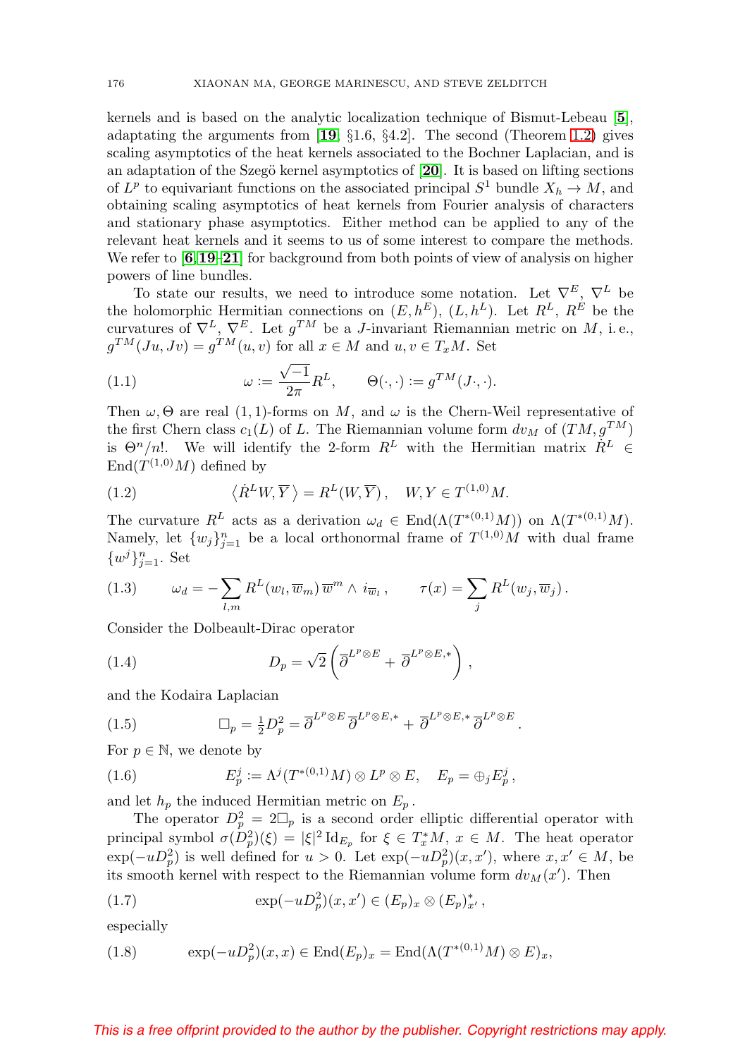kernels and is based on the analytic localization technique of Bismut-Lebeau [**5**], adaptating the arguments from [**19**, §1.6, §4.2]. The second (Theorem 1.2) gives scaling asymptotics of the heat kernels associated to the Bochner Laplacian, and is an adaptation of the Szegö kernel asymptotics of [**20**]. It is based on lifting sections of $L^p$ to equivariant functions on the associated principal $S^1$ bundle $X_h \to M$, and obtaining scaling asymptotics of heat kernels from Fourier analysis of characters and stationary phase asymptotics. Either method can be applied to any of the relevant heat kernels and it seems to us of some interest to compare the methods. We refer to [**6**, **19**–**21**] for background from both points of view of analysis on higher powers of line bundles.

To state our results, we need to introduce some notation. Let $\nabla^E$, $\nabla^L$ be the holomorphic Hermitian connections on $(E, h^E)$, $(L, h^L)$. Let $R^L$, $R^E$ be the curvatures of $\nabla^L$, $\nabla^E$. Let $g^{TM}$ be a $J$-invariant Riemannian metric on $M$, i. e., $g^{TM}(Ju, Jv) = g^{TM}(u, v)$ for all $x \in M$ and $u, v \in T_xM$. Set

$$\omega := \frac{\sqrt{-1}}{2\pi} R^L, \qquad \Theta(\cdot, \cdot) := g^{TM}(J\cdot, \cdot). \tag{1.1}$$

Then $\omega, \Theta$ are real $(1,1)$-forms on $M$, and $\omega$ is the Chern-Weil representative of the first Chern class $c_1(L)$ of $L$. The Riemannian volume form $dv_M$ of $(TM, g^{TM})$ is $\Theta^n/n!$. We will identify the 2-form $R^L$ with the Hermitian matrix $\dot{R}^L \in \mathrm{End}(T^{(1,0)}M)$ defined by

$$\left\langle \dot{R}^L W, \overline{Y} \right\rangle = R^L(W, \overline{Y}), \quad W, Y \in T^{(1,0)}M. \tag{1.2}$$

The curvature $R^L$ acts as a derivation $\omega_d \in \mathrm{End}(\Lambda(T^{*(0,1)}M))$ on $\Lambda(T^{*(0,1)}M)$. Namely, let $\{w_j\}_{j=1}^n$ be a local orthonormal frame of $T^{(1,0)}M$ with dual frame $\{w^j\}_{j=1}^n$. Set

$$\omega_d = -\sum_{l,m} R^L(w_l, \overline{w}_m)\, \overline{w}^m \wedge i_{\overline{w}_l}\,, \qquad \tau(x) = \sum_j R^L(w_j, \overline{w}_j)\,. \tag{1.3}$$

Consider the Dolbeault-Dirac operator

$$D_p = \sqrt{2}\left(\overline{\partial}^{L^p \otimes E} + \overline{\partial}^{L^p \otimes E,*}\right), \tag{1.4}$$

and the Kodaira Laplacian

$$\square_p = \tfrac{1}{2} D_p^2 = \overline{\partial}^{L^p \otimes E}\, \overline{\partial}^{L^p \otimes E,*} + \overline{\partial}^{L^p \otimes E,*}\, \overline{\partial}^{L^p \otimes E}. \tag{1.5}$$

For $p \in \mathbb{N}$, we denote by

$$E_p^j := \Lambda^j(T^{*(0,1)}M) \otimes L^p \otimes E, \quad E_p = \oplus_j E_p^j\,, \tag{1.6}$$

and let $h_p$ the induced Hermitian metric on $E_p$.

The operator $D_p^2 = 2\square_p$ is a second order elliptic differential operator with principal symbol $\sigma(D_p^2)(\xi) = |\xi|^2\, \mathrm{Id}_{E_p}$ for $\xi \in T_x^*M$, $x \in M$. The heat operator $\exp(-uD_p^2)$ is well defined for $u > 0$. Let $\exp(-uD_p^2)(x, x')$, where $x, x' \in M$, be its smooth kernel with respect to the Riemannian volume form $dv_M(x')$. Then

$$\exp(-uD_p^2)(x, x') \in (E_p)_x \otimes (E_p)^*_{x'}\,, \tag{1.7}$$

especially

$$\exp(-uD_p^2)(x, x) \in \mathrm{End}(E_p)_x = \mathrm{End}(\Lambda(T^{*(0,1)}M) \otimes E)_x, \tag{1.8}$$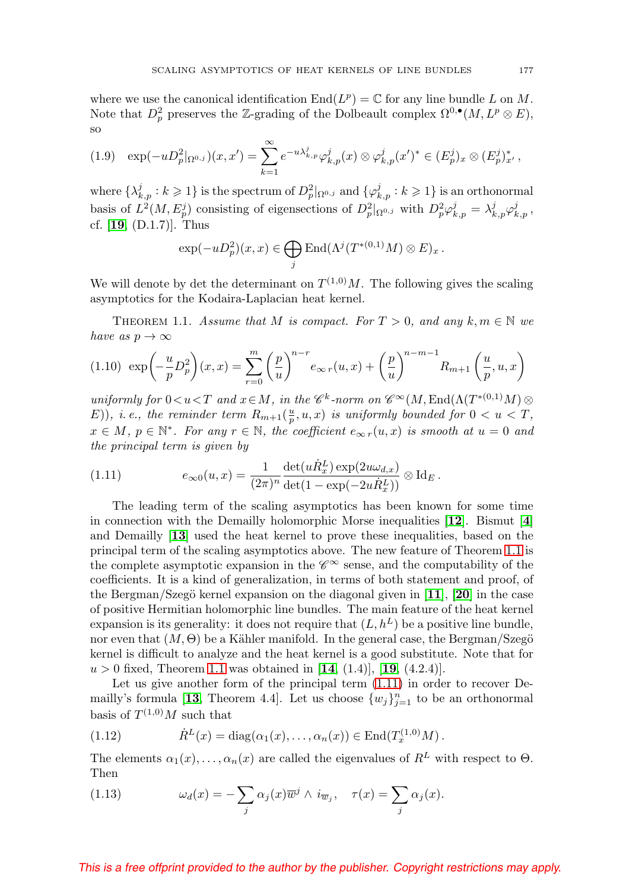where we use the canonical identification $\mathrm{End}(L^p) = \mathbb{C}$ for any line bundle $L$ on $M$. Note that $D_p^2$ preserves the $\mathbb{Z}$-grading of the Dolbeault complex $\Omega^{0,\bullet}(M, L^p \otimes E)$, so

$$\exp(-uD_p^2|_{\Omega^{0,j}})(x,x') = \sum_{k=1}^{\infty} e^{-u\lambda_{k,p}^j} \varphi_{k,p}^j(x) \otimes \varphi_{k,p}^j(x')^* \in (E_p^j)_x \otimes (E_p^j)_{x'}^* , \tag{1.9}$$

where $\{\lambda_{k,p}^j : k \geqslant 1\}$ is the spectrum of $D_p^2|_{\Omega^{0,j}}$ and $\{\varphi_{k,p}^j : k \geqslant 1\}$ is an orthonormal basis of $L^2(M, E_p^j)$ consisting of eigensections of $D_p^2|_{\Omega^{0,j}}$ with $D_p^2 \varphi_{k,p}^j = \lambda_{k,p}^j \varphi_{k,p}^j$, cf. [19, (D.1.7)]. Thus

$$\exp(-uD_p^2)(x,x) \in \bigoplus_j \mathrm{End}(\Lambda^j(T^{*(0,1)}M) \otimes E)_x .$$

We will denote by det the determinant on $T^{(1,0)}M$. The following gives the scaling asymptotics for the Kodaira-Laplacian heat kernel.

Theorem 1.1. *Assume that $M$ is compact. For $T > 0$, and any $k, m \in \mathbb{N}$ we have as $p \to \infty$*

$$\exp\Big(-\frac{u}{p} D_p^2\Big)(x,x) = \sum_{r=0}^{m} \Big(\frac{p}{u}\Big)^{n-r} e_{\infty\, r}(u,x) + \Big(\frac{p}{u}\Big)^{n-m-1} R_{m+1}\Big(\frac{u}{p}, u, x\Big) \tag{1.10}$$

*uniformly for $0<u<T$ and $x\in M$, in the $\mathscr{C}^k$-norm on $\mathscr{C}^\infty(M, \mathrm{End}(\Lambda(T^{*(0,1)}M) \otimes E))$, i. e., the reminder term $R_{m+1}(\frac{u}{p}, u, x)$ is uniformly bounded for $0 < u < T$, $x \in M$, $p \in \mathbb{N}^*$. For any $r \in \mathbb{N}$, the coefficient $e_{\infty\, r}(u,x)$ is smooth at $u = 0$ and the principal term is given by*

$$e_{\infty 0}(u,x) = \frac{1}{(2\pi)^n} \frac{\det(u\dot{R}_x^L) \exp(2u\omega_{d,x})}{\det(1 - \exp(-2u\dot{R}_x^L))} \otimes \mathrm{Id}_E . \tag{1.11}$$

The leading term of the scaling asymptotics has been known for some time in connection with the Demailly holomorphic Morse inequalities [12]. Bismut [4] and Demailly [13] used the heat kernel to prove these inequalities, based on the principal term of the scaling asymptotics above. The new feature of Theorem 1.1 is the complete asymptotic expansion in the $\mathscr{C}^\infty$ sense, and the computability of the coefficients. It is a kind of generalization, in terms of both statement and proof, of the Bergman/Szegö kernel expansion on the diagonal given in [11], [20] in the case of positive Hermitian holomorphic line bundles. The main feature of the heat kernel expansion is its generality: it does not require that $(L, h^L)$ be a positive line bundle, nor even that $(M, \Theta)$ be a Kähler manifold. In the general case, the Bergman/Szegö kernel is difficult to analyze and the heat kernel is a good substitute. Note that for $u > 0$ fixed, Theorem 1.1 was obtained in [14, (1.4)], [19, (4.2.4)].

Let us give another form of the principal term (1.11) in order to recover Demailly's formula [13, Theorem 4.4]. Let us choose $\{w_j\}_{j=1}^n$ to be an orthonormal basis of $T^{(1,0)}M$ such that

$$\dot{R}^L(x) = \mathrm{diag}(\alpha_1(x), \ldots, \alpha_n(x)) \in \mathrm{End}(T_x^{(1,0)}M) . \tag{1.12}$$

The elements $\alpha_1(x), \ldots, \alpha_n(x)$ are called the eigenvalues of $R^L$ with respect to $\Theta$. Then

$$\omega_d(x) = -\sum_j \alpha_j(x) \overline{w}^j \wedge i_{\overline{w}_j}, \quad \tau(x) = \sum_j \alpha_j(x). \tag{1.13}$$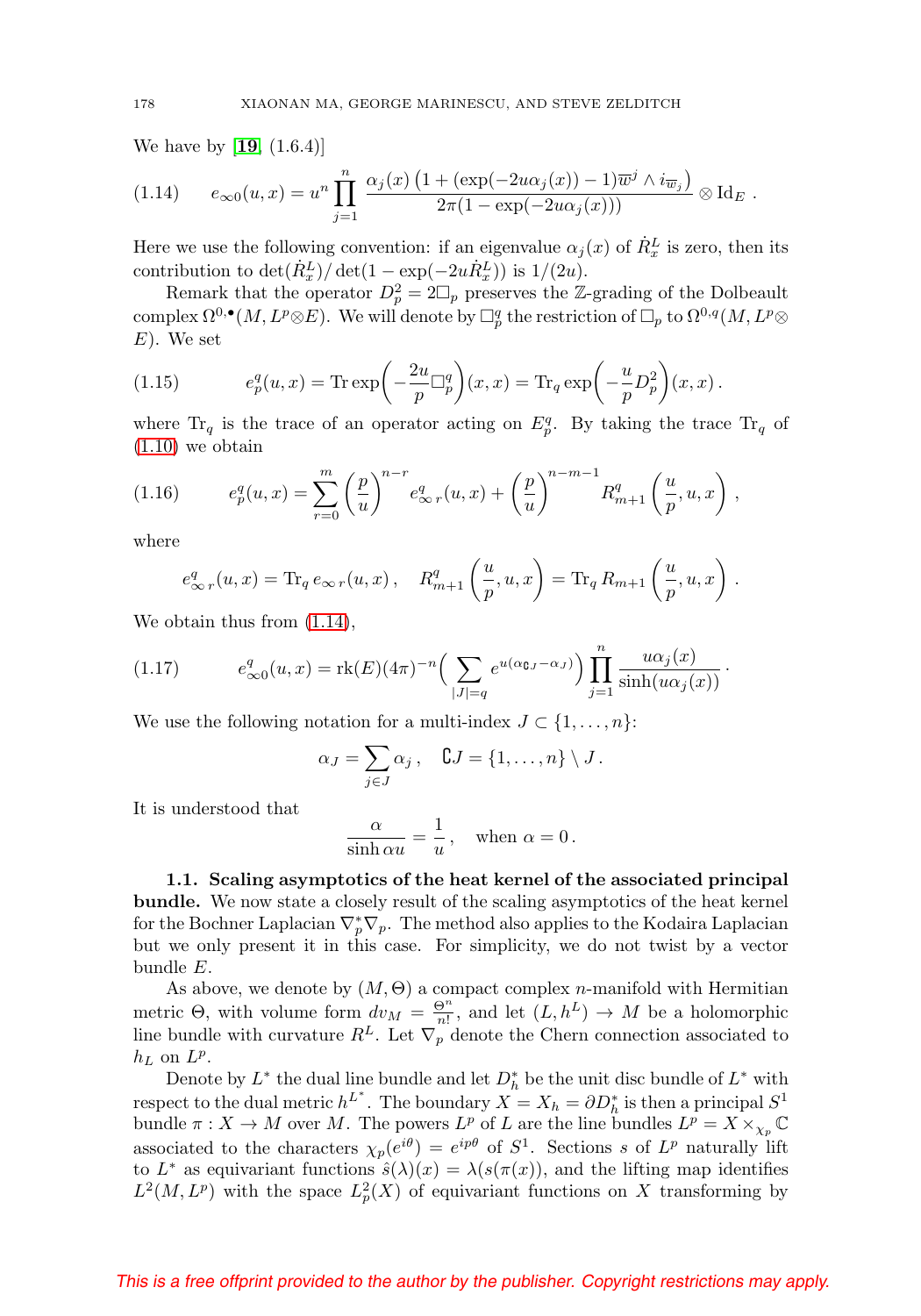We have by [19, (1.6.4)]

$$e_{\infty 0}(u,x) = u^n \prod_{j=1}^{n} \frac{\alpha_j(x)\left(1+(\exp(-2u\alpha_j(x))-1)\overline{w}^j \wedge i_{\overline{w}_j}\right)}{2\pi(1-\exp(-2u\alpha_j(x)))} \otimes \mathrm{Id}_E\,. \tag{1.14}$$

Here we use the following convention: if an eigenvalue $\alpha_j(x)$ of $\dot{R}^L_x$ is zero, then its contribution to $\det(\dot{R}^L_x)/\det(1-\exp(-2u\dot{R}^L_x))$ is $1/(2u)$.

Remark that the operator $D_p^2 = 2\square_p$ preserves the $\mathbb{Z}$-grading of the Dolbeault complex $\Omega^{0,\bullet}(M, L^p \otimes E)$. We will denote by $\square_p^q$ the restriction of $\square_p$ to $\Omega^{0,q}(M, L^p \otimes E)$. We set

$$e_p^q(u,x) = \operatorname{Tr}\exp\Big(-\frac{2u}{p}\square_p^q\Big)(x,x) = \operatorname{Tr}_q \exp\Big(-\frac{u}{p}D_p^2\Big)(x,x)\,. \tag{1.15}$$

where $\operatorname{Tr}_q$ is the trace of an operator acting on $E_p^q$. By taking the trace $\operatorname{Tr}_q$ of (1.10) we obtain

$$e_p^q(u,x) = \sum_{r=0}^{m} \left(\frac{p}{u}\right)^{n-r} e^q_{\infty\, r}(u,x) + \left(\frac{p}{u}\right)^{n-m-1} R^q_{m+1}\left(\frac{u}{p},u,x\right)\,, \tag{1.16}$$

where

$$e^q_{\infty\, r}(u,x) = \operatorname{Tr}_q e_{\infty\, r}(u,x)\,, \quad R^q_{m+1}\left(\frac{u}{p},u,x\right) = \operatorname{Tr}_q R_{m+1}\left(\frac{u}{p},u,x\right)\,.$$

We obtain thus from (1.14),

$$e^q_{\infty 0}(u,x) = \operatorname{rk}(E)(4\pi)^{-n}\Big(\sum_{|J|=q} e^{u(\alpha_{\complement J}-\alpha_J)}\Big)\prod_{j=1}^{n}\frac{u\alpha_j(x)}{\sinh(u\alpha_j(x))}\,. \tag{1.17}$$

We use the following notation for a multi-index $J \subset \{1,\ldots,n\}$:

$$\alpha_J = \sum_{j\in J}\alpha_j\,, \quad \complement J = \{1,\ldots,n\}\setminus J\,.$$

It is understood that

$$\frac{\alpha}{\sinh \alpha u} = \frac{1}{u}\,, \quad \text{when } \alpha = 0\,.$$

**1.1. Scaling asymptotics of the heat kernel of the associated principal bundle.** We now state a closely result of the scaling asymptotics of the heat kernel for the Bochner Laplacian $\nabla_p^*\nabla_p$. The method also applies to the Kodaira Laplacian but we only present it in this case. For simplicity, we do not twist by a vector bundle $E$.

As above, we denote by $(M,\Theta)$ a compact complex $n$-manifold with Hermitian metric $\Theta$, with volume form $dv_M = \frac{\Theta^n}{n!}$, and let $(L,h^L)\to M$ be a holomorphic line bundle with curvature $R^L$. Let $\nabla_p$ denote the Chern connection associated to $h_L$ on $L^p$.

Denote by $L^*$ the dual line bundle and let $D_h^*$ be the unit disc bundle of $L^*$ with respect to the dual metric $h^{L^*}$. The boundary $X = X_h = \partial D_h^*$ is then a principal $S^1$ bundle $\pi : X \to M$ over $M$. The powers $L^p$ of $L$ are the line bundles $L^p = X\times_{\chi_p}\mathbb{C}$ associated to the characters $\chi_p(e^{i\theta}) = e^{ip\theta}$ of $S^1$. Sections $s$ of $L^p$ naturally lift to $L^*$ as equivariant functions $\hat{s}(\lambda)(x) = \lambda(s(\pi(x)))$, and the lifting map identifies $L^2(M,L^p)$ with the space $L^2_p(X)$ of equivariant functions on $X$ transforming by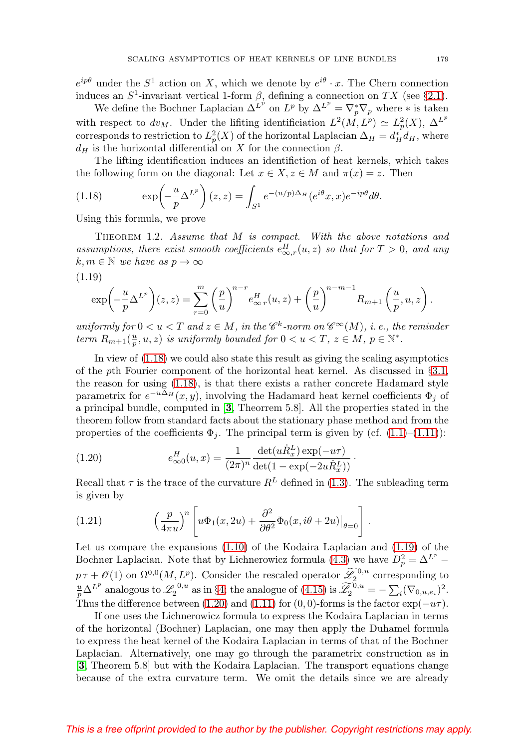$e^{ip\theta}$ under the $S^1$ action on $X$, which we denote by $e^{i\theta}\cdot x$. The Chern connection induces an $S^1$-invariant vertical 1-form $\beta$, defining a connection on $TX$ (see §2.1).

We define the Bochner Laplacian $\Delta^{L^p}$ on $L^p$ by $\Delta^{L^p} = \nabla_p^* \nabla_p$ where $*$ is taken with respect to $dv_M$. Under the lifiting identificiation $L^2(M, L^p) \simeq L^2_p(X)$, $\Delta^{L^p}$ corresponds to restriction to $L^2_p(X)$ of the horizontal Laplacian $\Delta_H = d_H^* d_H$, where $d_H$ is the horizontal differential on $X$ for the connection $\beta$.

The lifting identification induces an identification of heat kernels, which takes the following form on the diagonal: Let $x \in X, z \in M$ and $\pi(x) = z$. Then

$$\exp\left(-\frac{u}{p}\Delta^{L^p}\right)(z,z) = \int_{S^1} e^{-(u/p)\Delta_H}(e^{i\theta}x, x)e^{-ip\theta}d\theta. \tag{1.18}$$

Using this formula, we prove

Theorem 1.2. *Assume that $M$ is compact. With the above notations and assumptions, there exist smooth coefficients $e^H_{\infty,r}(u,z)$ so that for $T > 0$, and any $k, m \in \mathbb{N}$ we have as $p \to \infty$*

$$\exp\left(-\frac{u}{p}\Delta^{L^p}\right)(z,z) = \sum_{r=0}^{m}\left(\frac{p}{u}\right)^{n-r} e^H_{\infty\, r}(u,z) + \left(\frac{p}{u}\right)^{n-m-1} R_{m+1}\left(\frac{u}{p}, u, z\right). \tag{1.19}$$

*uniformly for $0 < u < T$ and $z \in M$, in the $\mathscr{C}^k$-norm on $\mathscr{C}^\infty(M)$, i. e., the reminder term $R_{m+1}(\frac{u}{p}, u, z)$ is uniformly bounded for $0 < u < T$, $z \in M$, $p \in \mathbb{N}^*$.*

In view of (1.18) we could also state this result as giving the scaling asymptotics of the $p$th Fourier component of the horizontal heat kernel. As discussed in §3.1, the reason for using (1.18), is that there exists a rather concrete Hadamard style parametrix for $e^{-u\Delta_H}(x,y)$, involving the Hadamard heat kernel coefficients $\Phi_j$ of a principal bundle, computed in [3, Theorem 5.8]. All the properties stated in the theorem follow from standard facts about the stationary phase method and from the properties of the coefficients $\Phi_j$. The principal term is given by (cf. (1.1)–(1.11)):

$$e^H_{\infty 0}(u,x) = \frac{1}{(2\pi)^n}\frac{\det(u\dot{R}^L_x)\exp(-u\tau)}{\det(1-\exp(-2u\dot{R}^L_x))}\cdot \tag{1.20}$$

Recall that $\tau$ is the trace of the curvature $R^L$ defined in (1.3). The subleading term is given by

$$\left(\frac{p}{4\pi u}\right)^n \left[u\Phi_1(x, 2u) + \frac{\partial^2}{\partial\theta^2}\Phi_0(x, i\theta + 2u)\big|_{\theta=0}\right]. \tag{1.21}$$

Let us compare the expansions (1.10) of the Kodaira Laplacian and (1.19) of the Bochner Laplacian. Note that by Lichnerowicz formula (4.3) we have $D_p^2 = \Delta^{L^p} - p\,\tau + \mathscr{O}(1)$ on $\Omega^{0,0}(M, L^p)$. Consider the rescaled operator $\widetilde{\mathscr{L}}_2^{0,u}$ corresponding to $\frac{u}{p}\Delta^{L^p}$ analogous to $\mathscr{L}_2^{0,u}$ as in §4; the analogue of (4.15) is $\widetilde{\mathscr{L}}_2^{0,u} = -\sum_i (\nabla_{0,u,e_i})^2$. Thus the difference between (1.20) and (1.11) for $(0,0)$-forms is the factor $\exp(-u\tau)$.

If one uses the Lichnerowicz formula to express the Kodaira Laplacian in terms of the horizontal (Bochner) Laplacian, one may then apply the Duhamel formula to express the heat kernel of the Kodaira Laplacian in terms of that of the Bochner Laplacian. Alternatively, one may go through the parametrix construction as in [3, Theorem 5.8] but with the Kodaira Laplacian. The transport equations change because of the extra curvature term. We omit the details since we are already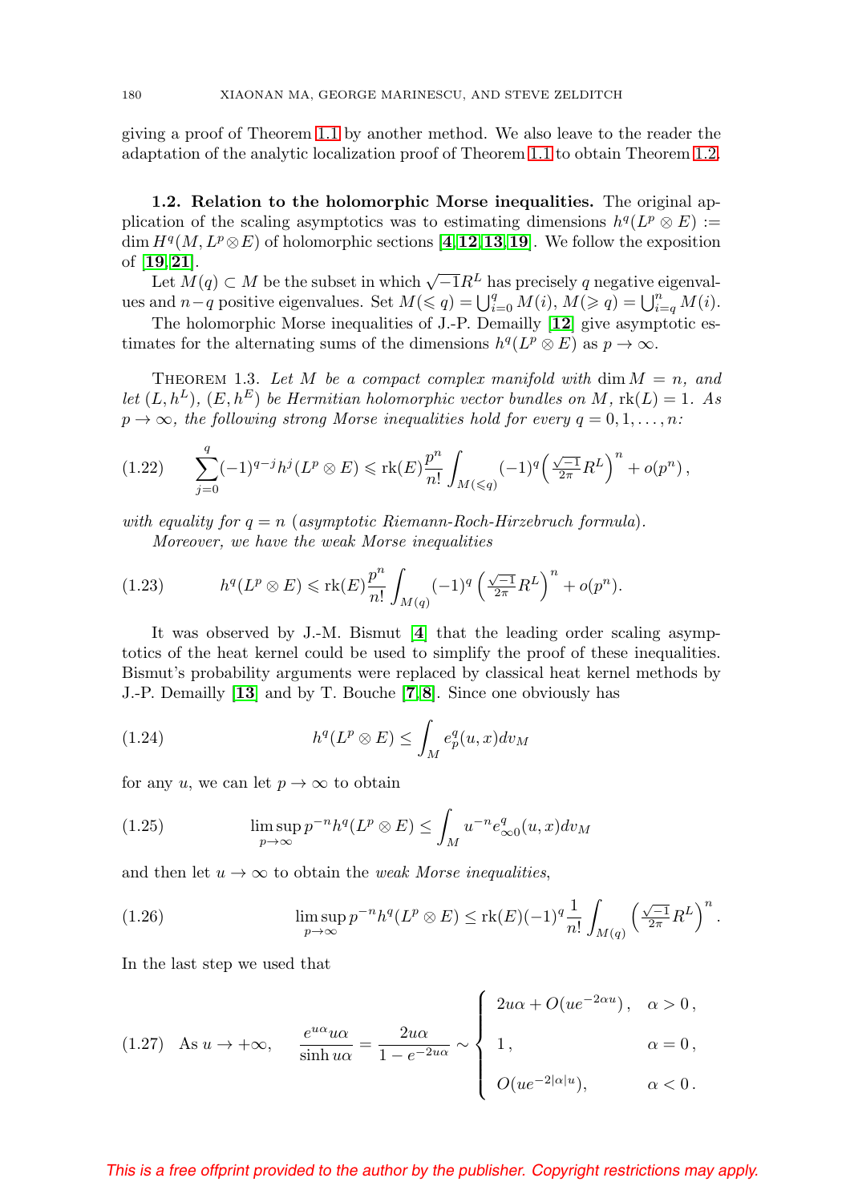giving a proof of Theorem 1.1 by another method. We also leave to the reader the adaptation of the analytic localization proof of Theorem 1.1 to obtain Theorem 1.2.

**1.2. Relation to the holomorphic Morse inequalities.** The original application of the scaling asymptotics was to estimating dimensions $h^q(L^p \otimes E) := \dim H^q(M, L^p \otimes E)$ of holomorphic sections [4, 12, 13, 19]. We follow the exposition of [19, 21].

Let $M(q) \subset M$ be the subset in which $\sqrt{-1}R^L$ has precisely $q$ negative eigenvalues and $n-q$ positive eigenvalues. Set $M(\leqslant q) = \bigcup_{i=0}^{q} M(i)$, $M(\geqslant q) = \bigcup_{i=q}^{n} M(i)$.

The holomorphic Morse inequalities of J.-P. Demailly [12] give asymptotic estimates for the alternating sums of the dimensions $h^q(L^p \otimes E)$ as $p \to \infty$.

Theorem 1.3. *Let $M$ be a compact complex manifold with $\dim M = n$, and let $(L, h^L)$, $(E, h^E)$ be Hermitian holomorphic vector bundles on $M$, $\mathrm{rk}(L) = 1$. As $p \to \infty$, the following strong Morse inequalities hold for every $q = 0, 1, \ldots, n$:*

$$\sum_{j=0}^{q} (-1)^{q-j} h^j(L^p \otimes E) \leqslant \mathrm{rk}(E) \frac{p^n}{n!} \int_{M(\leqslant q)} (-1)^q \Big( \tfrac{\sqrt{-1}}{2\pi} R^L \Big)^n + o(p^n)\,, \tag{1.22}$$

*with equality for $q = n$ (asymptotic Riemann-Roch-Hirzebruch formula).*

*Moreover, we have the weak Morse inequalities*

$$h^q(L^p \otimes E) \leqslant \mathrm{rk}(E) \frac{p^n}{n!} \int_{M(q)} (-1)^q \left( \tfrac{\sqrt{-1}}{2\pi} R^L \right)^n + o(p^n). \tag{1.23}$$

It was observed by J.-M. Bismut [4] that the leading order scaling asymptotics of the heat kernel could be used to simplify the proof of these inequalities. Bismut's probability arguments were replaced by classical heat kernel methods by J.-P. Demailly [13] and by T. Bouche [7, 8]. Since one obviously has

$$h^q(L^p \otimes E) \leq \int_M e_p^q(u, x) dv_M \tag{1.24}$$

for any $u$, we can let $p \to \infty$ to obtain

$$\limsup_{p \to \infty} p^{-n} h^q(L^p \otimes E) \leq \int_M u^{-n} e_{\infty 0}^q(u, x) dv_M \tag{1.25}$$

and then let $u \to \infty$ to obtain the *weak Morse inequalities*,

$$\limsup_{p \to \infty} p^{-n} h^q(L^p \otimes E) \leq \mathrm{rk}(E) (-1)^q \frac{1}{n!} \int_{M(q)} \left( \tfrac{\sqrt{-1}}{2\pi} R^L \right)^n. \tag{1.26}$$

In the last step we used that

$$\text{As } u \to +\infty, \qquad \frac{e^{u\alpha} u\alpha}{\sinh u\alpha} = \frac{2u\alpha}{1 - e^{-2u\alpha}} \sim \begin{cases} 2u\alpha + O(ue^{-2\alpha u})\,, & \alpha > 0\,, \\ 1\,, & \alpha = 0\,, \\ O(ue^{-2|\alpha| u}), & \alpha < 0\,. \end{cases} \tag{1.27}$$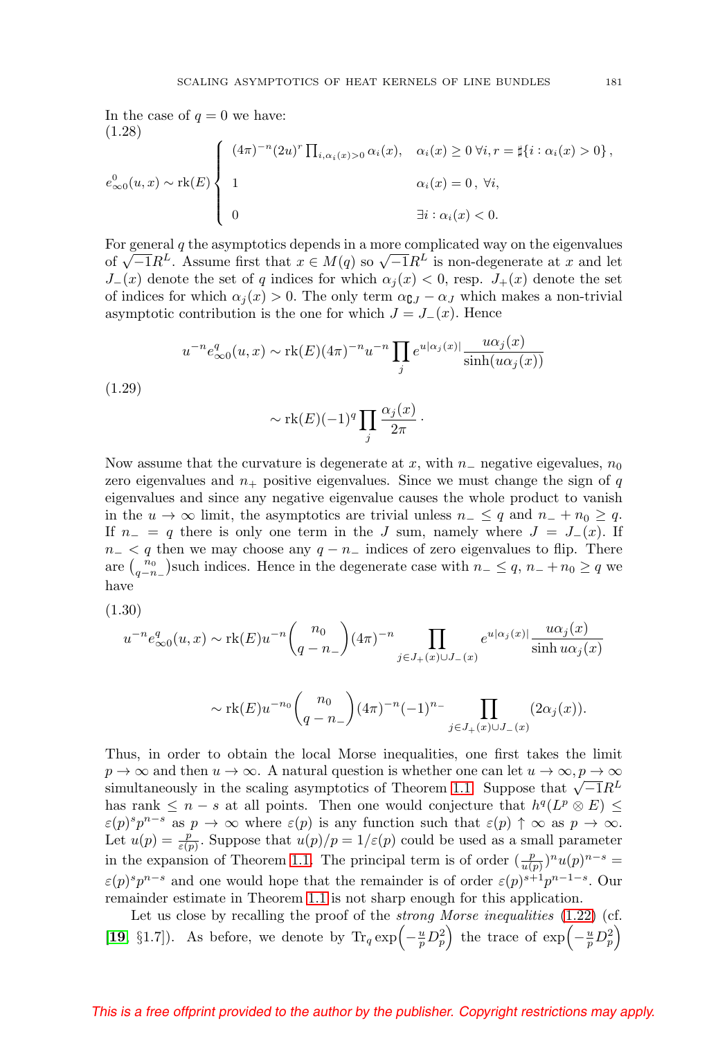In the case of $q = 0$ we have:
(1.28)

$$e^0_{\infty 0}(u,x) \sim \operatorname{rk}(E) \begin{cases} (4\pi)^{-n}(2u)^r \prod_{i,\alpha_i(x)>0} \alpha_i(x), & \alpha_i(x) \geq 0 \ \forall i, r = \sharp\{i : \alpha_i(x) > 0\}, \\ 1 & \alpha_i(x) = 0\,,\ \forall i, \\ 0 & \exists i : \alpha_i(x) < 0. \end{cases}$$

For general $q$ the asymptotics depends in a more complicated way on the eigenvalues of $\sqrt{-1}R^L$. Assume first that $x \in M(q)$ so $\sqrt{-1}R^L$ is non-degenerate at $x$ and let $J_-(x)$ denote the set of $q$ indices for which $\alpha_j(x) < 0$, resp. $J_+(x)$ denote the set of indices for which $\alpha_j(x) > 0$. The only term $\alpha_{\complement J} - \alpha_J$ which makes a non-trivial asymptotic contribution is the one for which $J = J_-(x)$. Hence

(1.29)

$$u^{-n} e^q_{\infty 0}(u,x) \sim \operatorname{rk}(E)(4\pi)^{-n} u^{-n} \prod_j e^{u|\alpha_j(x)|} \frac{u\alpha_j(x)}{\sinh(u\alpha_j(x))}$$

$$\sim \operatorname{rk}(E)(-1)^q \prod_j \frac{\alpha_j(x)}{2\pi}\,.$$

Now assume that the curvature is degenerate at $x$, with $n_-$ negative eigenvalues, $n_0$ zero eigenvalues and $n_+$ positive eigenvalues. Since we must change the sign of $q$ eigenvalues and since any negative eigenvalue causes the whole product to vanish in the $u \to \infty$ limit, the asymptotics are trivial unless $n_- \leq q$ and $n_- + n_0 \geq q$. If $n_- = q$ there is only one term in the $J$ sum, namely where $J = J_-(x)$. If $n_- < q$ then we may choose any $q - n_-$ indices of zero eigenvalues to flip. There are $\binom{n_0}{q-n_-}$such indices. Hence in the degenerate case with $n_- \leq q$, $n_- + n_0 \geq q$ we have

(1.30)

$$u^{-n} e^q_{\infty 0}(u,x) \sim \operatorname{rk}(E) u^{-n} \binom{n_0}{q-n_-} (4\pi)^{-n} \prod_{j \in J_+(x) \cup J_-(x)} e^{u|\alpha_j(x)|} \frac{u\alpha_j(x)}{\sinh u\alpha_j(x)}$$

$$\sim \operatorname{rk}(E) u^{-n_0} \binom{n_0}{q-n_-} (4\pi)^{-n} (-1)^{n_-} \prod_{j \in J_+(x) \cup J_-(x)} (2\alpha_j(x)).$$

Thus, in order to obtain the local Morse inequalities, one first takes the limit $p \to \infty$ and then $u \to \infty$. A natural question is whether one can let $u \to \infty, p \to \infty$ simultaneously in the scaling asymptotics of Theorem 1.1. Suppose that $\sqrt{-1}R^L$ has rank $\leq n - s$ at all points. Then one would conjecture that $h^q(L^p \otimes E) \leq \varepsilon(p)^s p^{n-s}$ as $p \to \infty$ where $\varepsilon(p)$ is any function such that $\varepsilon(p) \uparrow \infty$ as $p \to \infty$. Let $u(p) = \frac{p}{\varepsilon(p)}$. Suppose that $u(p)/p = 1/\varepsilon(p)$ could be used as a small parameter in the expansion of Theorem 1.1. The principal term is of order $(\frac{p}{u(p)})^n u(p)^{n-s} = \varepsilon(p)^s p^{n-s}$ and one would hope that the remainder is of order $\varepsilon(p)^{s+1} p^{n-1-s}$. Our remainder estimate in Theorem 1.1 is not sharp enough for this application.

Let us close by recalling the proof of the *strong Morse inequalities* (1.22) (cf. [**19**, §1.7]). As before, we denote by $\operatorname{Tr}_q \exp\left(-\frac{u}{p} D_p^2\right)$ the trace of $\exp\left(-\frac{u}{p} D_p^2\right)$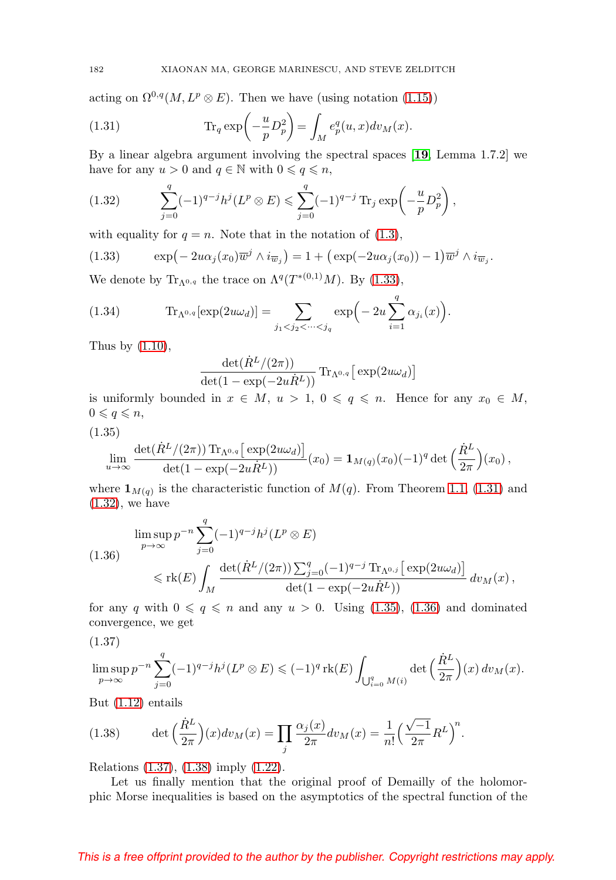acting on $\Omega^{0,q}(M, L^p \otimes E)$. Then we have (using notation (1.15))

$$\operatorname{Tr}_q \exp\Big(-\frac{u}{p} D_p^2\Big) = \int_M e_p^q(u,x) dv_M(x). \tag{1.31}$$

By a linear algebra argument involving the spectral spaces [19, Lemma 1.7.2] we have for any $u > 0$ and $q \in \mathbb{N}$ with $0 \leqslant q \leqslant n$,

$$\sum_{j=0}^{q} (-1)^{q-j} h^j(L^p \otimes E) \leqslant \sum_{j=0}^{q} (-1)^{q-j} \operatorname{Tr}_j \exp\Big(-\frac{u}{p} D_p^2\Big), \tag{1.32}$$

with equality for $q = n$. Note that in the notation of (1.3),

$$\exp\big(-2u\alpha_j(x_0)\overline{w}^j \wedge i_{\overline{w}_j}\big) = 1 + \big(\exp(-2u\alpha_j(x_0)) - 1\big)\overline{w}^j \wedge i_{\overline{w}_j}. \tag{1.33}$$

We denote by $\operatorname{Tr}_{\Lambda^{0,q}}$ the trace on $\Lambda^q(T^{*(0,1)}M)$. By (1.33),

$$\operatorname{Tr}_{\Lambda^{0,q}}[\exp(2u\omega_d)] = \sum_{j_1 < j_2 < \cdots < j_q} \exp\Big(-2u \sum_{i=1}^{q} \alpha_{j_i}(x)\Big). \tag{1.34}$$

Thus by (1.10),

$$\frac{\det(\dot{R}^L/(2\pi))}{\det(1 - \exp(-2u\dot{R}^L))} \operatorname{Tr}_{\Lambda^{0,q}}\big[\exp(2u\omega_d)\big]$$

is uniformly bounded in $x \in M$, $u > 1$, $0 \leqslant q \leqslant n$. Hence for any $x_0 \in M$, $0 \leqslant q \leqslant n$,

$$\lim_{u\to\infty} \frac{\det(\dot{R}^L/(2\pi)) \operatorname{Tr}_{\Lambda^{0,q}}\big[\exp(2u\omega_d)\big]}{\det(1 - \exp(-2u\dot{R}^L))}(x_0) = \mathbf{1}_{M(q)}(x_0)(-1)^q \det\Big(\frac{\dot{R}^L}{2\pi}\Big)(x_0), \tag{1.35}$$

where $\mathbf{1}_{M(q)}$ is the characteristic function of $M(q)$. From Theorem 1.1, (1.31) and (1.32), we have

$$\begin{aligned} &\limsup_{p\to\infty} p^{-n} \sum_{j=0}^{q} (-1)^{q-j} h^j(L^p \otimes E) \\ &\qquad \leqslant \operatorname{rk}(E) \int_M \frac{\det(\dot{R}^L/(2\pi)) \sum_{j=0}^{q} (-1)^{q-j} \operatorname{Tr}_{\Lambda^{0,j}}\big[\exp(2u\omega_d)\big]}{\det(1 - \exp(-2u\dot{R}^L))} \, dv_M(x), \end{aligned} \tag{1.36}$$

for any $q$ with $0 \leqslant q \leqslant n$ and any $u > 0$. Using (1.35), (1.36) and dominated convergence, we get

$$\limsup_{p\to\infty} p^{-n} \sum_{j=0}^{q} (-1)^{q-j} h^j(L^p \otimes E) \leqslant (-1)^q \operatorname{rk}(E) \int_{\bigcup_{i=0}^{q} M(i)} \det\Big(\frac{\dot{R}^L}{2\pi}\Big)(x)\, dv_M(x). \tag{1.37}$$

But (1.12) entails

$$\det\Big(\frac{\dot{R}^L}{2\pi}\Big)(x) dv_M(x) = \prod_j \frac{\alpha_j(x)}{2\pi} dv_M(x) = \frac{1}{n!}\Big(\frac{\sqrt{-1}}{2\pi} R^L\Big)^n. \tag{1.38}$$

Relations (1.37), (1.38) imply (1.22).

Let us finally mention that the original proof of Demailly of the holomorphic Morse inequalities is based on the asymptotics of the spectral function of the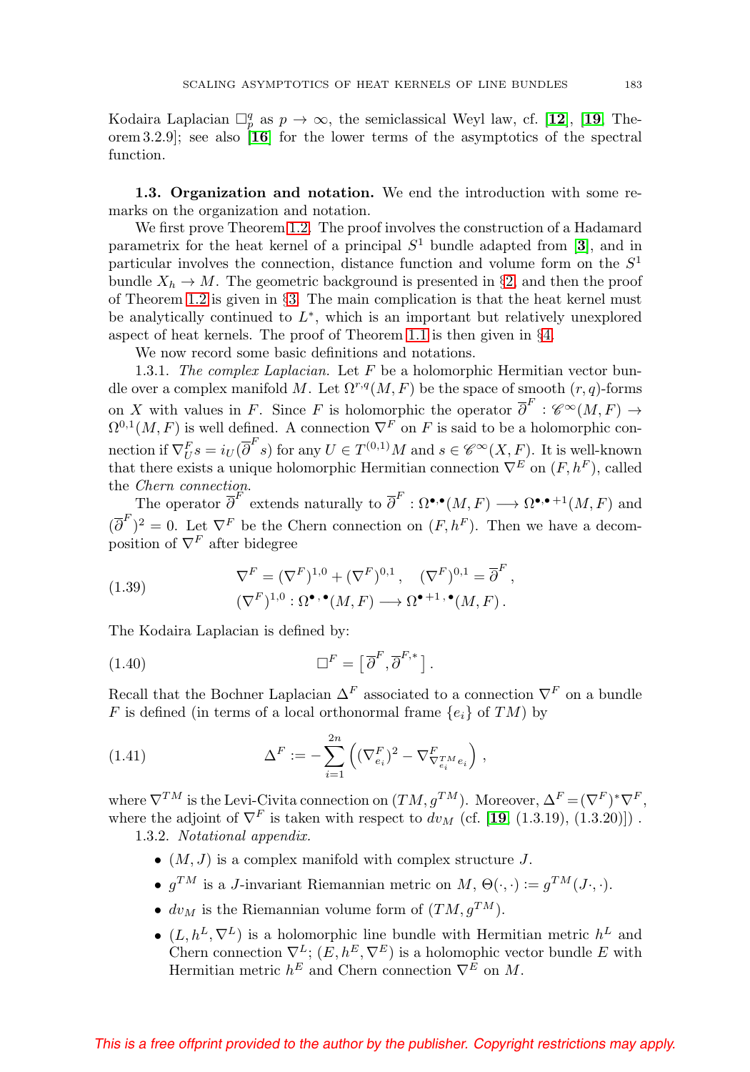Kodaira Laplacian $\square_p^q$ as $p \to \infty$, the semiclassical Weyl law, cf. [**12**], [**19**, Theorem 3.2.9]; see also [**16**] for the lower terms of the asymptotics of the spectral function.

**1.3. Organization and notation.** We end the introduction with some remarks on the organization and notation.

We first prove Theorem 1.2. The proof involves the construction of a Hadamard parametrix for the heat kernel of a principal $S^1$ bundle adapted from [**3**], and in particular involves the connection, distance function and volume form on the $S^1$ bundle $X_h \to M$. The geometric background is presented in §2, and then the proof of Theorem 1.2 is given in §3. The main complication is that the heat kernel must be analytically continued to $L^*$, which is an important but relatively unexplored aspect of heat kernels. The proof of Theorem 1.1 is then given in §4.

We now record some basic definitions and notations.

1.3.1. *The complex Laplacian.* Let $F$ be a holomorphic Hermitian vector bundle over a complex manifold $M$. Let $\Omega^{r,q}(M,F)$ be the space of smooth $(r,q)$-forms on $X$ with values in $F$. Since $F$ is holomorphic the operator $\overline{\partial}^F : \mathscr{C}^\infty(M,F) \to \Omega^{0,1}(M,F)$ is well defined. A connection $\nabla^F$ on $F$ is said to be a holomorphic connection if $\nabla^F_U s = i_U(\overline{\partial}^F s)$ for any $U \in T^{(0,1)}M$ and $s \in \mathscr{C}^\infty(X,F)$. It is well-known that there exists a unique holomorphic Hermitian connection $\nabla^E$ on $(F,h^F)$, called the *Chern connection*.

The operator $\overline{\partial}^F$ extends naturally to $\overline{\partial}^F : \Omega^{\bullet,\bullet}(M,F) \longrightarrow \Omega^{\bullet,\bullet+1}(M,F)$ and $(\overline{\partial}^F)^2 = 0$. Let $\nabla^F$ be the Chern connection on $(F,h^F)$. Then we have a decomposition of $\nabla^F$ after bidegree

$$
\begin{aligned}
&\nabla^F = (\nabla^F)^{1,0} + (\nabla^F)^{0,1}, \quad (\nabla^F)^{0,1} = \overline{\partial}^F, \\
&(\nabla^F)^{1,0} : \Omega^{\bullet,\bullet}(M,F) \longrightarrow \Omega^{\bullet+1,\bullet}(M,F).
\end{aligned} \tag{1.39}
$$

The Kodaira Laplacian is defined by:

$$
\square^F = \big[\,\overline{\partial}^F, \overline{\partial}^{F,*}\,\big]. \tag{1.40}
$$

Recall that the Bochner Laplacian $\Delta^F$ associated to a connection $\nabla^F$ on a bundle $F$ is defined (in terms of a local orthonormal frame $\{e_i\}$ of $TM$) by

$$
\Delta^F := -\sum_{i=1}^{2n} \left( (\nabla^F_{e_i})^2 - \nabla^F_{\nabla^{TM}_{e_i} e_i} \right), \tag{1.41}
$$

where $\nabla^{TM}$ is the Levi-Civita connection on $(TM, g^{TM})$. Moreover, $\Delta^F = (\nabla^F)^* \nabla^F$, where the adjoint of $\nabla^F$ is taken with respect to $dv_M$ (cf. [**19**, (1.3.19), (1.3.20)]) .

1.3.2. *Notational appendix.*

- $(M,J)$ is a complex manifold with complex structure $J$.
- $g^{TM}$ is a $J$-invariant Riemannian metric on $M$, $\Theta(\cdot,\cdot) := g^{TM}(J\cdot,\cdot)$.
- $dv_M$ is the Riemannian volume form of $(TM, g^{TM})$.
- $(L, h^L, \nabla^L)$ is a holomorphic line bundle with Hermitian metric $h^L$ and Chern connection $\nabla^L$; $(E, h^E, \nabla^E)$ is a holomophic vector bundle $E$ with Hermitian metric $h^E$ and Chern connection $\nabla^E$ on $M$.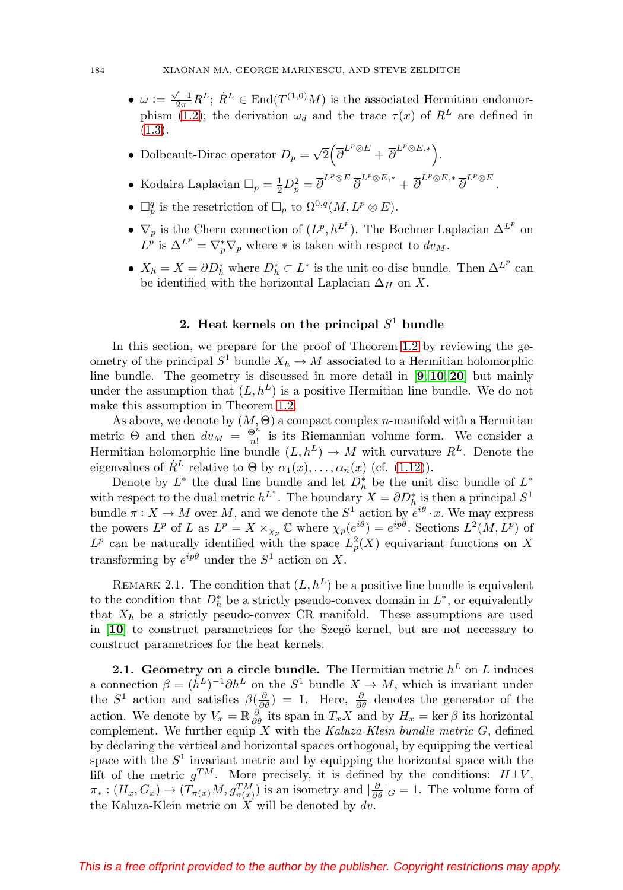- $\omega := \frac{\sqrt{-1}}{2\pi} R^L$; $\dot{R}^L \in \mathrm{End}(T^{(1,0)}M)$ is the associated Hermitian endomorphism (1.2); the derivation $\omega_d$ and the trace $\tau(x)$ of $R^L$ are defined in (1.3).
- Dolbeault-Dirac operator $D_p = \sqrt{2}\Big(\overline{\partial}^{L^p \otimes E} + \overline{\partial}^{L^p \otimes E,*}\Big)$.
- Kodaira Laplacian $\square_p = \frac{1}{2} D_p^2 = \overline{\partial}^{L^p \otimes E}\, \overline{\partial}^{L^p \otimes E,*} + \overline{\partial}^{L^p \otimes E,*}\, \overline{\partial}^{L^p \otimes E}$.
- $\square_p^q$ is the resetriction of $\square_p$ to $\Omega^{0,q}(M, L^p \otimes E)$.
- $\nabla_p$ is the Chern connection of $(L^p, h^{L^p})$. The Bochner Laplacian $\Delta^{L^p}$ on $L^p$ is $\Delta^{L^p} = \nabla_p^* \nabla_p$ where $*$ is taken with respect to $dv_M$.
- $X_h = X = \partial D_h^*$ where $D_h^* \subset L^*$ is the unit co-disc bundle. Then $\Delta^{L^p}$ can be identified with the horizontal Laplacian $\Delta_H$ on $X$.

## 2. Heat kernels on the principal $S^1$ bundle

In this section, we prepare for the proof of Theorem 1.2 by reviewing the geometry of the principal $S^1$ bundle $X_h \to M$ associated to a Hermitian holomorphic line bundle. The geometry is discussed in more detail in [9, 10, 20] but mainly under the assumption that $(L, h^L)$ is a positive Hermitian line bundle. We do not make this assumption in Theorem 1.2.

As above, we denote by $(M, \Theta)$ a compact complex $n$-manifold with a Hermitian metric $\Theta$ and then $dv_M = \frac{\Theta^n}{n!}$ is its Riemannian volume form. We consider a Hermitian holomorphic line bundle $(L, h^L) \to M$ with curvature $R^L$. Denote the eigenvalues of $\dot{R}^L$ relative to $\Theta$ by $\alpha_1(x), \ldots, \alpha_n(x)$ (cf. (1.12)).

Denote by $L^*$ the dual line bundle and let $D_h^*$ be the unit disc bundle of $L^*$ with respect to the dual metric $h^{L^*}$. The boundary $X = \partial D_h^*$ is then a principal $S^1$ bundle $\pi : X \to M$ over $M$, and we denote the $S^1$ action by $e^{i\theta} \cdot x$. We may express the powers $L^p$ of $L$ as $L^p = X \times_{\chi_p} \mathbb{C}$ where $\chi_p(e^{i\theta}) = e^{ip\theta}$. Sections $L^2(M, L^p)$ of $L^p$ can be naturally identified with the space $L^2_p(X)$ equivariant functions on $X$ transforming by $e^{ip\theta}$ under the $S^1$ action on $X$.

Remark 2.1. The condition that $(L, h^L)$ be a positive line bundle is equivalent to the condition that $D_h^*$ be a strictly pseudo-convex domain in $L^*$, or equivalently that $X_h$ be a strictly pseudo-convex CR manifold. These assumptions are used in [10] to construct parametrices for the Szegö kernel, but are not necessary to construct parametrices for the heat kernels.

**2.1. Geometry on a circle bundle.** The Hermitian metric $h^L$ on $L$ induces a connection $\beta = (h^L)^{-1} \partial h^L$ on the $S^1$ bundle $X \to M$, which is invariant under the $S^1$ action and satisfies $\beta(\frac{\partial}{\partial \theta}) = 1$. Here, $\frac{\partial}{\partial \theta}$ denotes the generator of the action. We denote by $V_x = \mathbb{R}\frac{\partial}{\partial \theta}$ its span in $T_x X$ and by $H_x = \ker \beta$ its horizontal complement. We further equip $X$ with the *Kaluza-Klein bundle metric* $G$, defined by declaring the vertical and horizontal spaces orthogonal, by equipping the vertical space with the $S^1$ invariant metric and by equipping the horizontal space with the lift of the metric $g^{TM}$. More precisely, it is defined by the conditions: $H \perp V$, $\pi_* : (H_x, G_x) \to (T_{\pi(x)}M, g^{TM}_{\pi(x)})$ is an isometry and $|\frac{\partial}{\partial \theta}|_G = 1$. The volume form of the Kaluza-Klein metric on $X$ will be denoted by $dv$.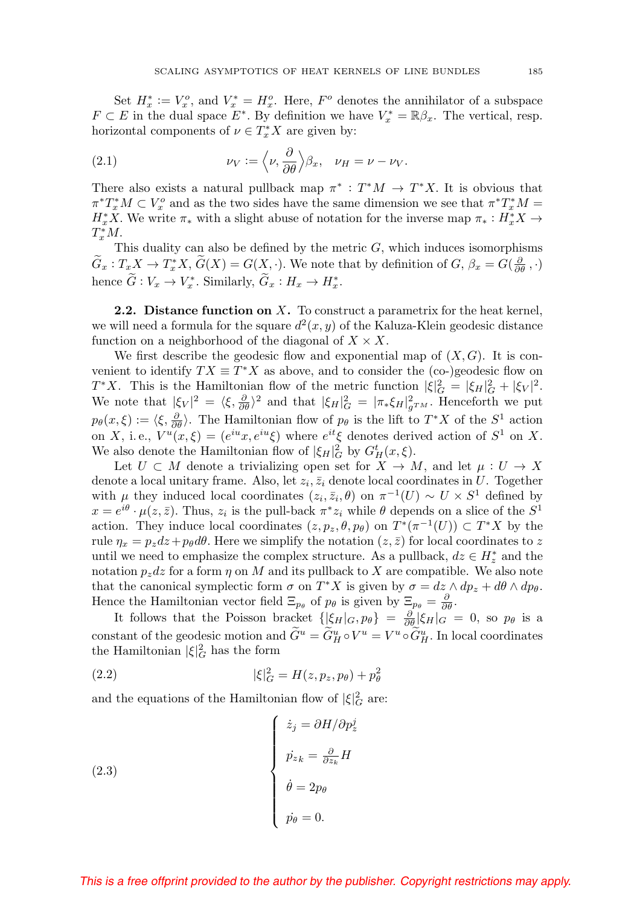Set $H_x^* := V_x^o$, and $V_x^* = H_x^o$. Here, $F^o$ denotes the annihilator of a subspace $F \subset E$ in the dual space $E^*$. By definition we have $V_x^* = \mathbb{R}\beta_x$. The vertical, resp. horizontal components of $\nu \in T_x^*X$ are given by:

$$\nu_V := \left\langle \nu, \frac{\partial}{\partial \theta} \right\rangle \beta_x, \quad \nu_H = \nu - \nu_V. \tag{2.1}$$

There also exists a natural pullback map $\pi^* : T^*M \to T^*X$. It is obvious that $\pi^* T_x^* M \subset V_x^o$ and as the two sides have the same dimension we see that $\pi^* T_x^* M = H_x^* X$. We write $\pi_*$ with a slight abuse of notation for the inverse map $\pi_* : H_x^* X \to T_x^* M$.

This duality can also be defined by the metric $G$, which induces isomorphisms $\widetilde{G}_x : T_x X \to T_x^* X$, $\widetilde{G}(X) = G(X, \cdot)$. We note that by definition of $G$, $\beta_x = G(\frac{\partial}{\partial \theta}, \cdot)$ hence $\widetilde{G} : V_x \to V_x^*$. Similarly, $\widetilde{G}_x : H_x \to H_x^*$.

**2.2. Distance function on** $X$**.** To construct a parametrix for the heat kernel, we will need a formula for the square $d^2(x, y)$ of the Kaluza-Klein geodesic distance function on a neighborhood of the diagonal of $X \times X$.

We first describe the geodesic flow and exponential map of $(X, G)$. It is convenient to identify $TX \equiv T^*X$ as above, and to consider the (co-)geodesic flow on $T^*X$. This is the Hamiltonian flow of the metric function $|\xi|_G^2 = |\xi_H|_G^2 + |\xi_V|^2$. We note that $|\xi_V|^2 = \langle \xi, \frac{\partial}{\partial \theta} \rangle^2$ and that $|\xi_H|_G^2 = |\pi_* \xi_H|_{g^{TM}}^2$. Henceforth we put $p_\theta(x, \xi) := \langle \xi, \frac{\partial}{\partial \theta} \rangle$. The Hamiltonian flow of $p_\theta$ is the lift to $T^*X$ of the $S^1$ action on $X$, i. e., $V^u(x, \xi) = (e^{iu}x, e^{iu}\xi)$ where $e^{it}\xi$ denotes derived action of $S^1$ on $X$. We also denote the Hamiltonian flow of $|\xi_H|_G^2$ by $G_H^t(x, \xi)$.

Let $U \subset M$ denote a trivializing open set for $X \to M$, and let $\mu : U \to X$ denote a local unitary frame. Also, let $z_i, \bar{z}_i$ denote local coordinates in $U$. Together with $\mu$ they induced local coordinates $(z_i, \bar{z}_i, \theta)$ on $\pi^{-1}(U) \sim U \times S^1$ defined by $x = e^{i\theta} \cdot \mu(z, \bar{z})$. Thus, $z_i$ is the pull-back $\pi^* z_i$ while $\theta$ depends on a slice of the $S^1$ action. They induce local coordinates $(z, p_z, \theta, p_\theta)$ on $T^*(\pi^{-1}(U)) \subset T^*X$ by the rule $\eta_x = p_z dz + p_\theta d\theta$. Here we simplify the notation $(z, \bar{z})$ for local coordinates to $z$ until we need to emphasize the complex structure. As a pullback, $dz \in H_z^*$ and the notation $p_z dz$ for a form $\eta$ on $M$ and its pullback to $X$ are compatible. We also note that the canonical symplectic form $\sigma$ on $T^*X$ is given by $\sigma = dz \wedge dp_z + d\theta \wedge dp_\theta$. Hence the Hamiltonian vector field $\Xi_{p_\theta}$ of $p_\theta$ is given by $\Xi_{p_\theta} = \frac{\partial}{\partial \theta}$.

It follows that the Poisson bracket $\{|\xi_H|_G, p_\theta\} = \frac{\partial}{\partial \theta} |\xi_H|_G = 0$, so $p_\theta$ is a constant of the geodesic motion and $\widetilde{G}^u = \widetilde{G}_H^u \circ V^u = V^u \circ \widetilde{G}_H^u$. In local coordinates the Hamiltonian $|\xi|_G^2$ has the form

$$|\xi|_G^2 = H(z, p_z, p_\theta) + p_\theta^2 \tag{2.2}$$

and the equations of the Hamiltonian flow of $|\xi|_G^2$ are:

$$\begin{cases} \dot{z}_j = \partial H / \partial p_z^j \\ \dot{p_{z_k}} = \frac{\partial}{\partial z_k} H \\ \dot{\theta} = 2p_\theta \\ \dot{p_\theta} = 0. \end{cases} \tag{2.3}$$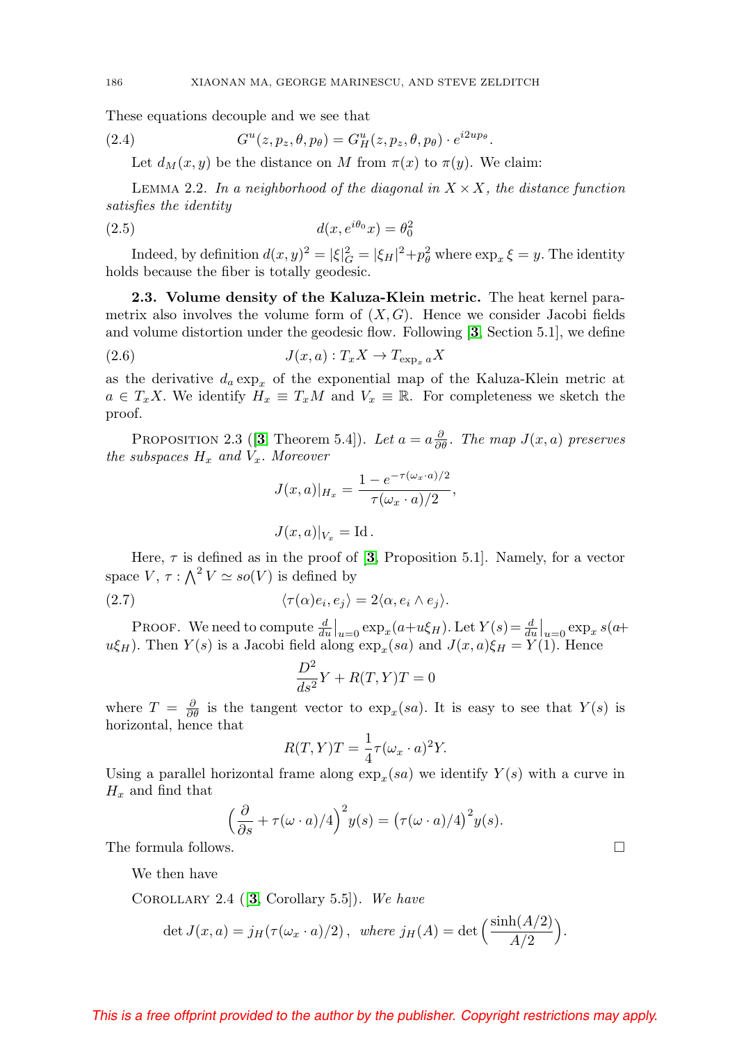These equations decouple and we see that

$$G^u(z, p_z, \theta, p_\theta) = G^u_H(z, p_z, \theta, p_\theta) \cdot e^{i2up_\theta}. \tag{2.4}$$

Let $d_M(x, y)$ be the distance on $M$ from $\pi(x)$ to $\pi(y)$. We claim:

Lemma 2.2. *In a neighborhood of the diagonal in $X \times X$, the distance function satisfies the identity*

$$d(x, e^{i\theta_0}x) = \theta_0^2 \tag{2.5}$$

Indeed, by definition $d(x, y)^2 = |\xi|_G^2 = |\xi_H|^2 + p_\theta^2$ where $\exp_x \xi = y$. The identity holds because the fiber is totally geodesic.

**2.3. Volume density of the Kaluza-Klein metric.** The heat kernel parametrix also involves the volume form of $(X, G)$. Hence we consider Jacobi fields and volume distortion under the geodesic flow. Following [3, Section 5.1], we define

$$J(x, a) : T_xX \to T_{\exp_x a}X \tag{2.6}$$

as the derivative $d_a \exp_x$ of the exponential map of the Kaluza-Klein metric at $a \in T_xX$. We identify $H_x \equiv T_xM$ and $V_x \equiv \mathbb{R}$. For completeness we sketch the proof.

Proposition 2.3 ([3, Theorem 5.4]). *Let $a = a\frac{\partial}{\partial\theta}$. The map $J(x, a)$ preserves the subspaces $H_x$ and $V_x$. Moreover*

$$J(x, a)|_{H_x} = \frac{1 - e^{-\tau(\omega_x \cdot a)/2}}{\tau(\omega_x \cdot a)/2},$$

$$J(x, a)|_{V_x} = \mathrm{Id}\,.$$

Here, $\tau$ is defined as in the proof of [3, Proposition 5.1]. Namely, for a vector space $V$, $\tau : \bigwedge^2 V \simeq so(V)$ is defined by

$$\langle \tau(\alpha)e_i, e_j\rangle = 2\langle \alpha, e_i \wedge e_j\rangle. \tag{2.7}$$

Proof. We need to compute $\frac{d}{du}\big|_{u=0} \exp_x(a + u\xi_H)$. Let $Y(s) = \frac{d}{du}\big|_{u=0} \exp_x s(a + u\xi_H)$. Then $Y(s)$ is a Jacobi field along $\exp_x(sa)$ and $J(x, a)\xi_H = Y(1)$. Hence

$$\frac{D^2}{ds^2}Y + R(T, Y)T = 0$$

where $T = \frac{\partial}{\partial\theta}$ is the tangent vector to $\exp_x(sa)$. It is easy to see that $Y(s)$ is horizontal, hence that

$$R(T, Y)T = \frac{1}{4}\tau(\omega_x \cdot a)^2 Y.$$

Using a parallel horizontal frame along $\exp_x(sa)$ we identify $Y(s)$ with a curve in $H_x$ and find that

$$\Big(\frac{\partial}{\partial s} + \tau(\omega \cdot a)/4\Big)^2 y(s) = \big(\tau(\omega \cdot a)/4\big)^2 y(s).$$

The formula follows. $\square$

We then have

Corollary 2.4 ([3, Corollary 5.5]). *We have*

$$\det J(x, a) = j_H(\tau(\omega_x \cdot a)/2)\,, \text{ where } j_H(A) = \det\Big(\frac{\sinh(A/2)}{A/2}\Big).$$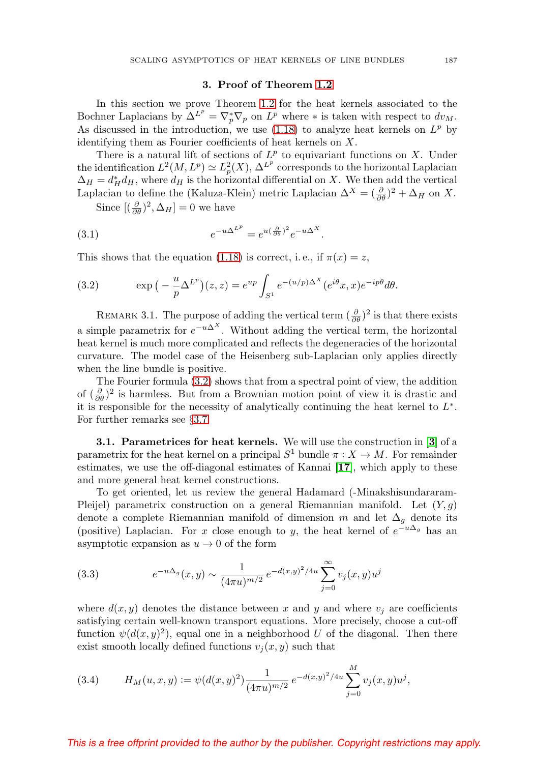## 3. Proof of Theorem 1.2

In this section we prove Theorem 1.2 for the heat kernels associated to the Bochner Laplacians by $\Delta^{L^p} = \nabla_p^* \nabla_p$ on $L^p$ where $*$ is taken with respect to $dv_M$. As discussed in the introduction, we use (1.18) to analyze heat kernels on $L^p$ by identifying them as Fourier coefficients of heat kernels on $X$.

There is a natural lift of sections of $L^p$ to equivariant functions on $X$. Under the identification $L^2(M, L^p) \simeq L^2_p(X)$, $\Delta^{L^p}$ corresponds to the horizontal Laplacian $\Delta_H = d_H^* d_H$, where $d_H$ is the horizontal differential on $X$. We then add the vertical Laplacian to define the (Kaluza-Klein) metric Laplacian $\Delta^X = (\frac{\partial}{\partial \theta})^2 + \Delta_H$ on $X$.

Since $[(\frac{\partial}{\partial \theta})^2, \Delta_H] = 0$ we have

$$e^{-u\Delta^{L^p}} = e^{u(\frac{\partial}{\partial \theta})^2} e^{-u\Delta^X}. \tag{3.1}$$

This shows that the equation (1.18) is correct, i. e., if $\pi(x) = z$,

$$\exp\big(-\frac{u}{p}\Delta^{L^p}\big)(z, z) = e^{up} \int_{S^1} e^{-(u/p)\Delta^X}(e^{i\theta}x, x) e^{-ip\theta} d\theta. \tag{3.2}$$

Remark 3.1. The purpose of adding the vertical term $(\frac{\partial}{\partial \theta})^2$ is that there exists a simple parametrix for $e^{-u\Delta^X}$. Without adding the vertical term, the horizontal heat kernel is much more complicated and reflects the degeneracies of the horizontal curvature. The model case of the Heisenberg sub-Laplacian only applies directly when the line bundle is positive.

The Fourier formula (3.2) shows that from a spectral point of view, the addition of $(\frac{\partial}{\partial \theta})^2$ is harmless. But from a Brownian motion point of view it is drastic and it is responsible for the necessity of analytically continuing the heat kernel to $L^*$. For further remarks see §3.7.

**3.1. Parametrices for heat kernels.** We will use the construction in [3] of a parametrix for the heat kernel on a principal $S^1$ bundle $\pi : X \to M$. For remainder estimates, we use the off-diagonal estimates of Kannai [17], which apply to these and more general heat kernel constructions.

To get oriented, let us review the general Hadamard (-Minakshisundararam-Pleijel) parametrix construction on a general Riemannian manifold. Let $(Y, g)$ denote a complete Riemannian manifold of dimension $m$ and let $\Delta_g$ denote its (positive) Laplacian. For $x$ close enough to $y$, the heat kernel of $e^{-u\Delta_g}$ has an asymptotic expansion as $u \to 0$ of the form

$$e^{-u\Delta_g}(x, y) \sim \frac{1}{(4\pi u)^{m/2}} e^{-d(x,y)^2/4u} \sum_{j=0}^{\infty} v_j(x, y) u^j \tag{3.3}$$

where $d(x, y)$ denotes the distance between $x$ and $y$ and where $v_j$ are coefficients satisfying certain well-known transport equations. More precisely, choose a cut-off function $\psi(d(x, y)^2)$, equal one in a neighborhood $U$ of the diagonal. Then there exist smooth locally defined functions $v_j(x, y)$ such that

$$H_M(u, x, y) := \psi(d(x, y)^2) \frac{1}{(4\pi u)^{m/2}} e^{-d(x,y)^2/4u} \sum_{j=0}^{M} v_j(x, y) u^j, \tag{3.4}$$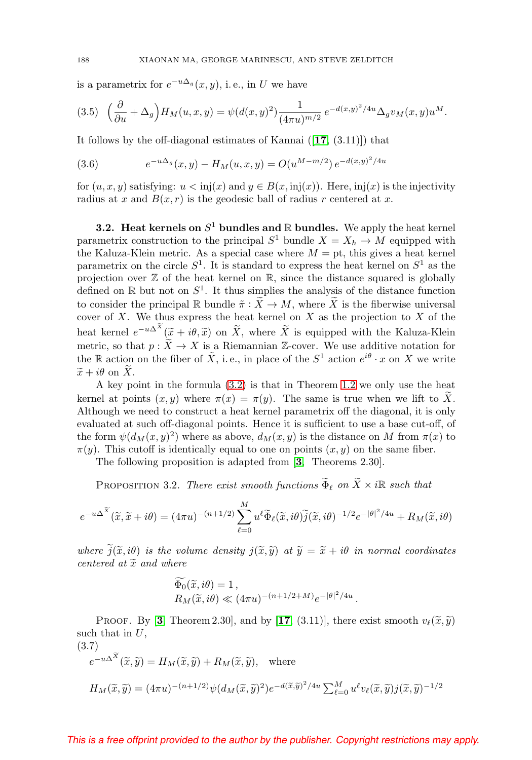is a parametrix for $e^{-u\Delta_g}(x,y)$, i. e., in $U$ we have

$$\text{(3.5)}\quad \Big(\frac{\partial}{\partial u}+\Delta_g\Big)H_M(u,x,y)=\psi(d(x,y)^2)\frac{1}{(4\pi u)^{m/2}}\,e^{-d(x,y)^2/4u}\Delta_g v_M(x,y)u^M.$$

It follows by the off-diagonal estimates of Kannai ([**17**, (3.11)]) that

$$\text{(3.6)}\qquad e^{-u\Delta_g}(x,y)-H_M(u,x,y)=O(u^{M-m/2})\,e^{-d(x,y)^2/4u}$$

for $(u,x,y)$ satisfying: $u<\mathrm{inj}(x)$ and $y\in B(x,\mathrm{inj}(x))$. Here, $\mathrm{inj}(x)$ is the injectivity radius at $x$ and $B(x,r)$ is the geodesic ball of radius $r$ centered at $x$.

**3.2. Heat kernels on $S^1$ bundles and $\mathbb{R}$ bundles.** We apply the heat kernel parametrix construction to the principal $S^1$ bundle $X=X_h\to M$ equipped with the Kaluza-Klein metric. As a special case where $M=\mathrm{pt}$, this gives a heat kernel parametrix on the circle $S^1$. It is standard to express the heat kernel on $S^1$ as the projection over $\mathbb{Z}$ of the heat kernel on $\mathbb{R}$, since the distance squared is globally defined on $\mathbb{R}$ but not on $S^1$. It thus simplies the analysis of the distance function to consider the principal $\mathbb{R}$ bundle $\tilde{\pi}:\widetilde{X}\to M$, where $\widetilde{X}$ is the fiberwise universal cover of $X$. We thus express the heat kernel on $X$ as the projection to $X$ of the heat kernel $e^{-u\Delta^{\widetilde{X}}}(\widetilde{x}+i\theta,\widetilde{x})$ on $\widetilde{X}$, where $\widetilde{X}$ is equipped with the Kaluza-Klein metric, so that $p:\widetilde{X}\to X$ is a Riemannian $\mathbb{Z}$-cover. We use additive notation for the $\mathbb{R}$ action on the fiber of $\tilde{X}$, i. e., in place of the $S^1$ action $e^{i\theta}\cdot x$ on $X$ we write $\widetilde{x}+i\theta$ on $\widetilde{X}$.

A key point in the formula (3.2) is that in Theorem 1.2 we only use the heat kernel at points $(x,y)$ where $\pi(x)=\pi(y)$. The same is true when we lift to $\widetilde{X}$. Although we need to construct a heat kernel parametrix off the diagonal, it is only evaluated at such off-diagonal points. Hence it is sufficient to use a base cut-off, of the form $\psi(d_M(x,y)^2)$ where as above, $d_M(x,y)$ is the distance on $M$ from $\pi(x)$ to $\pi(y)$. This cutoff is identically equal to one on points $(x,y)$ on the same fiber.

The following proposition is adapted from [**3**, Theorems 2.30].

Proposition 3.2. *There exist smooth functions $\widetilde{\Phi}_\ell$ on $\widetilde{X}\times i\mathbb{R}$ such that*

$$e^{-u\Delta^{\widetilde{X}}}(\widetilde{x},\widetilde{x}+i\theta)=(4\pi u)^{-(n+1/2)}\sum_{\ell=0}^{M}u^\ell\widetilde{\Phi}_\ell(\widetilde{x},i\theta)\widetilde{j}(\widetilde{x},i\theta)^{-1/2}e^{-|\theta|^2/4u}+R_M(\widetilde{x},i\theta)$$

*where $\widetilde{j}(\widetilde{x},i\theta)$ is the volume density $j(\widetilde{x},\widetilde{y})$ at $\widetilde{y}=\widetilde{x}+i\theta$ in normal coordinates centered at $\widetilde{x}$ and where*

$$\widetilde{\Phi_0}(\widetilde{x},i\theta)=1\,,$$
$$R_M(\widetilde{x},i\theta)\ll(4\pi u)^{-(n+1/2+M)}e^{-|\theta|^2/4u}\,.$$

Proof. By [**3**, Theorem 2.30], and by [**17**, (3.11)], there exist smooth $v_\ell(\widetilde{x},\widetilde{y})$ such that in $U$,

(3.7)

$$e^{-u\Delta^{\widetilde{X}}}(\widetilde{x},\widetilde{y})=H_M(\widetilde{x},\widetilde{y})+R_M(\widetilde{x},\widetilde{y}),\quad\text{where}$$

$$H_M(\widetilde{x},\widetilde{y})=(4\pi u)^{-(n+1/2)}\psi(d_M(\widetilde{x},\widetilde{y})^2)e^{-d(\widetilde{x},\widetilde{y})^2/4u}\textstyle\sum_{\ell=0}^{M}u^\ell v_\ell(\widetilde{x},\widetilde{y})j(\widetilde{x},\widetilde{y})^{-1/2}$$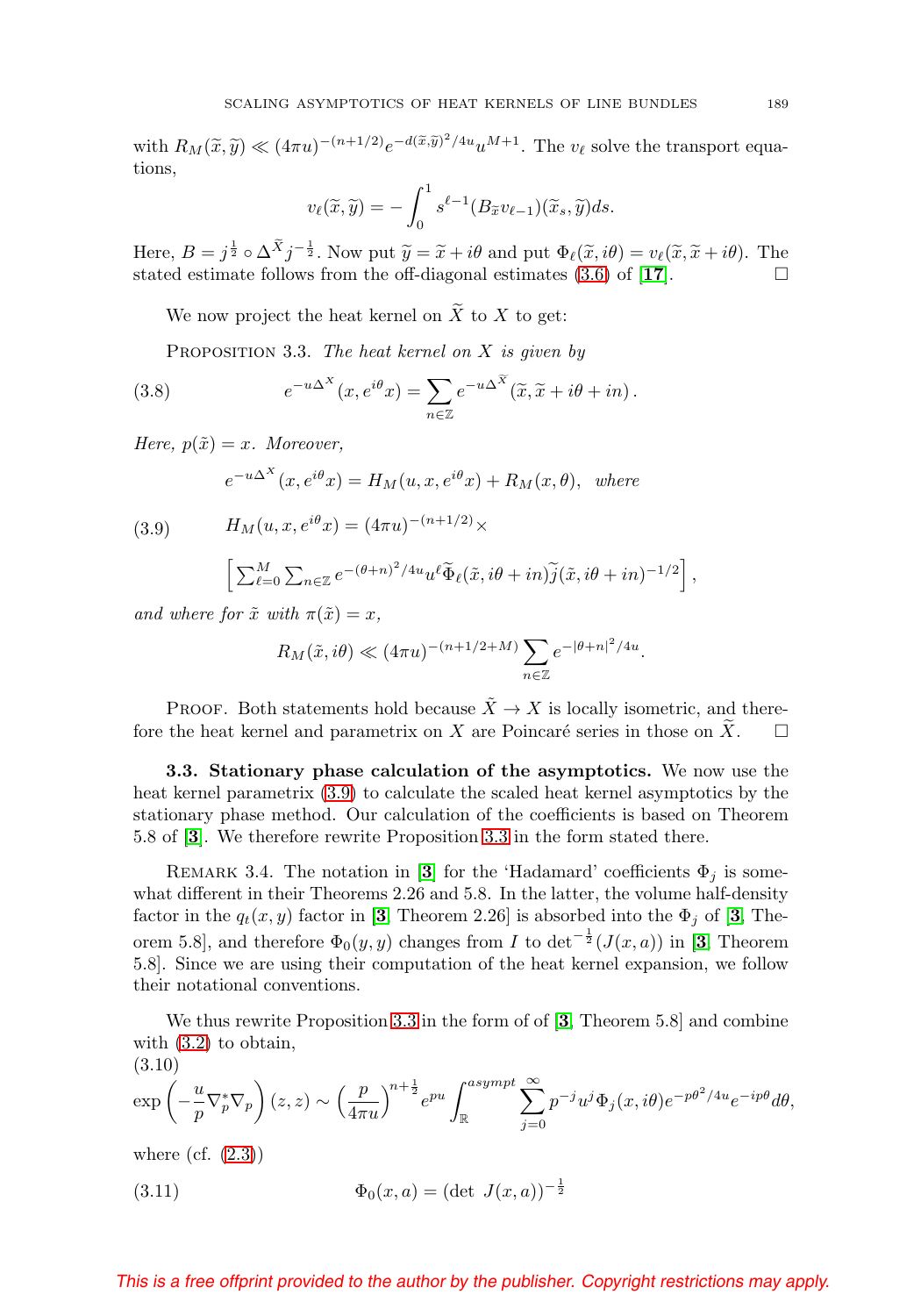with $R_M(\widetilde{x},\widetilde{y}) \ll (4\pi u)^{-(n+1/2)} e^{-d(\widetilde{x},\widetilde{y})^2/4u} u^{M+1}$. The $v_\ell$ solve the transport equations,

$$v_\ell(\widetilde{x},\widetilde{y}) = -\int_0^1 s^{\ell-1}(B_{\widetilde{x}} v_{\ell-1})(\widetilde{x}_s,\widetilde{y})ds.$$

Here, $B = j^{\frac{1}{2}} \circ \Delta^{\widetilde{X}} j^{-\frac{1}{2}}$. Now put $\widetilde{y} = \widetilde{x} + i\theta$ and put $\Phi_\ell(\widetilde{x}, i\theta) = v_\ell(\widetilde{x}, \widetilde{x} + i\theta)$. The stated estimate follows from the off-diagonal estimates (3.6) of [17]. □

We now project the heat kernel on $\widetilde{X}$ to $X$ to get:

Proposition 3.3. *The heat kernel on $X$ is given by*

$$e^{-u\Delta^X}(x, e^{i\theta}x) = \sum_{n\in\mathbb{Z}} e^{-u\Delta^{\widetilde{X}}}(\widetilde{x}, \widetilde{x} + i\theta + in)\,. \tag{3.8}$$

*Here, $p(\tilde{x}) = x$. Moreover,*

$$e^{-u\Delta^X}(x, e^{i\theta}x) = H_M(u, x, e^{i\theta}x) + R_M(x,\theta), \quad \textit{where}$$

$$H_M(u, x, e^{i\theta}x) = (4\pi u)^{-(n+1/2)} \times \tag{3.9}$$

$$\left[\sum_{\ell=0}^M \sum_{n\in\mathbb{Z}} e^{-(\theta+n)^2/4u} u^\ell \widetilde{\Phi}_\ell(\tilde{x}, i\theta + in)\widetilde{j}(\tilde{x}, i\theta+in)^{-1/2}\right],$$

*and where for $\tilde{x}$ with $\pi(\tilde{x}) = x$,*

$$R_M(\tilde{x}, i\theta) \ll (4\pi u)^{-(n+1/2+M)} \sum_{n\in\mathbb{Z}} e^{-|\theta+n|^2/4u}.$$

Proof. Both statements hold because $\tilde{X} \to X$ is locally isometric, and therefore the heat kernel and parametrix on $X$ are Poincaré series in those on $\widetilde{X}$. □

**3.3. Stationary phase calculation of the asymptotics.** We now use the heat kernel parametrix (3.9) to calculate the scaled heat kernel asymptotics by the stationary phase method. Our calculation of the coefficients is based on Theorem 5.8 of [3]. We therefore rewrite Proposition 3.3 in the form stated there.

Remark 3.4. The notation in [3] for the 'Hadamard' coefficients $\Phi_j$ is somewhat different in their Theorems 2.26 and 5.8. In the latter, the volume half-density factor in the $q_t(x,y)$ factor in [3, Theorem 2.26] is absorbed into the $\Phi_j$ of [3, Theorem 5.8], and therefore $\Phi_0(y,y)$ changes from $I$ to $\det^{-\frac{1}{2}}(J(x,a))$ in [3, Theorem 5.8]. Since we are using their computation of the heat kernel expansion, we follow their notational conventions.

We thus rewrite Proposition 3.3 in the form of of [3, Theorem 5.8] and combine with (3.2) to obtain,

$$\exp\left(-\frac{u}{p}\nabla_p^*\nabla_p\right)(z,z) \sim \left(\frac{p}{4\pi u}\right)^{n+\frac{1}{2}} e^{pu} \int_{\mathbb{R}}^{asympt} \sum_{j=0}^\infty p^{-j} u^j \Phi_j(x, i\theta) e^{-p\theta^2/4u} e^{-ip\theta} d\theta, \tag{3.10}$$

where (cf. (2.3))

$$\Phi_0(x,a) = (\det\ J(x,a))^{-\frac{1}{2}} \tag{3.11}$$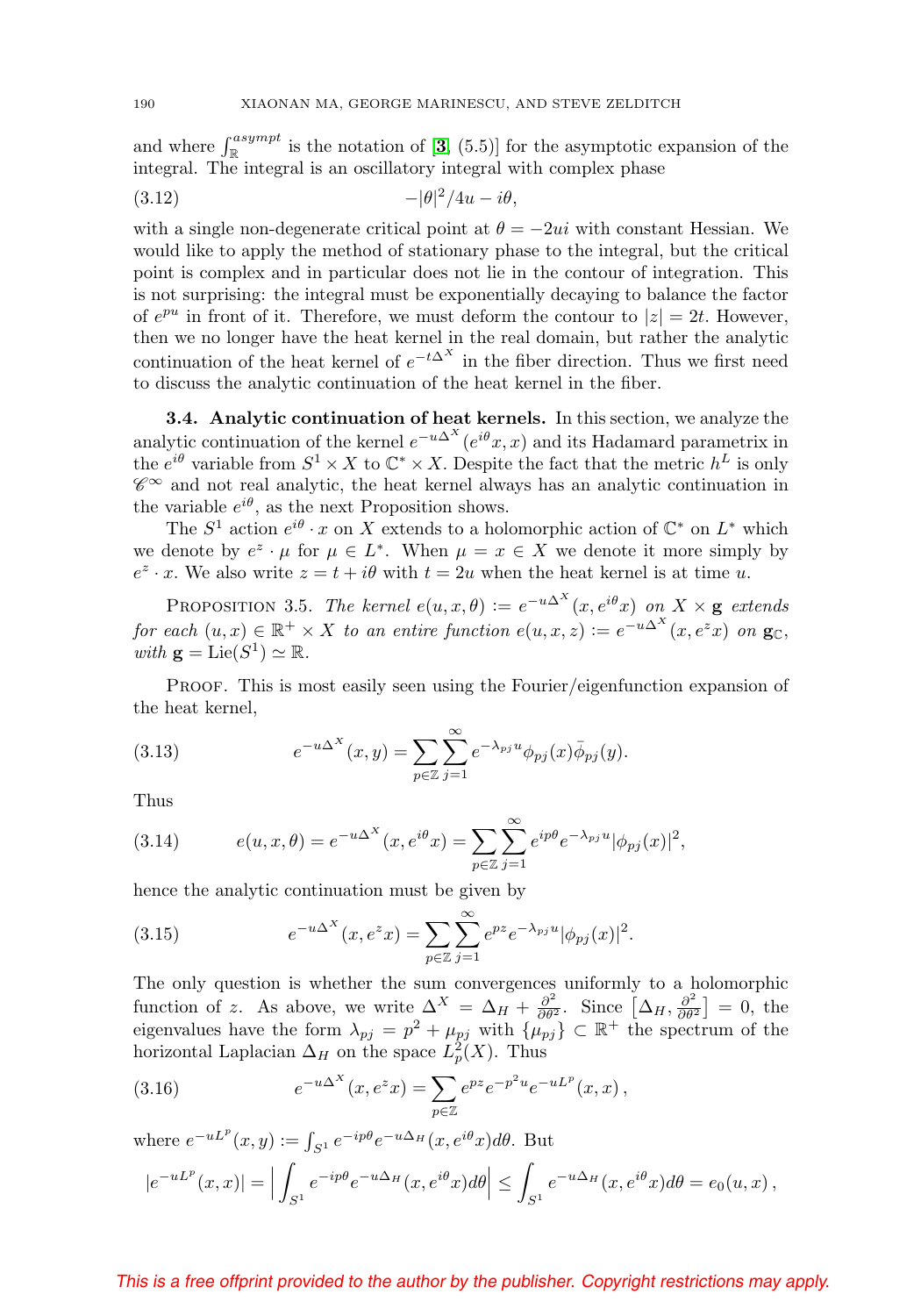and where $\int_{\mathbb{R}}^{asympt}$ is the notation of [3, (5.5)] for the asymptotic expansion of the integral. The integral is an oscillatory integral with complex phase

$$-|\theta|^2/4u - i\theta, \tag{3.12}$$

with a single non-degenerate critical point at $\theta = -2ui$ with constant Hessian. We would like to apply the method of stationary phase to the integral, but the critical point is complex and in particular does not lie in the contour of integration. This is not surprising: the integral must be exponentially decaying to balance the factor of $e^{pu}$ in front of it. Therefore, we must deform the contour to $|z| = 2t$. However, then we no longer have the heat kernel in the real domain, but rather the analytic continuation of the heat kernel of $e^{-t\Delta^X}$ in the fiber direction. Thus we first need to discuss the analytic continuation of the heat kernel in the fiber.

**3.4. Analytic continuation of heat kernels.** In this section, we analyze the analytic continuation of the kernel $e^{-u\Delta^X}(e^{i\theta}x, x)$ and its Hadamard parametrix in the $e^{i\theta}$ variable from $S^1 \times X$ to $\mathbb{C}^* \times X$. Despite the fact that the metric $h^L$ is only $\mathscr{C}^\infty$ and not real analytic, the heat kernel always has an analytic continuation in the variable $e^{i\theta}$, as the next Proposition shows.

The $S^1$ action $e^{i\theta} \cdot x$ on $X$ extends to a holomorphic action of $\mathbb{C}^*$ on $L^*$ which we denote by $e^z \cdot \mu$ for $\mu \in L^*$. When $\mu = x \in X$ we denote it more simply by $e^z \cdot x$. We also write $z = t + i\theta$ with $t = 2u$ when the heat kernel is at time $u$.

PROPOSITION 3.5. *The kernel $e(u, x, \theta) := e^{-u\Delta^X}(x, e^{i\theta}x)$ on $X \times \mathbf{g}$ extends for each $(u, x) \in \mathbb{R}^+ \times X$ to an entire function $e(u, x, z) := e^{-u\Delta^X}(x, e^z x)$ on $\mathbf{g}_{\mathbb{C}}$, with $\mathbf{g} = \mathrm{Lie}(S^1) \simeq \mathbb{R}$.*

PROOF. This is most easily seen using the Fourier/eigenfunction expansion of the heat kernel,

$$e^{-u\Delta^X}(x, y) = \sum_{p \in \mathbb{Z}} \sum_{j=1}^{\infty} e^{-\lambda_{pj} u} \phi_{pj}(x) \bar{\phi}_{pj}(y). \tag{3.13}$$

Thus

$$e(u, x, \theta) = e^{-u\Delta^X}(x, e^{i\theta}x) = \sum_{p \in \mathbb{Z}} \sum_{j=1}^{\infty} e^{ip\theta} e^{-\lambda_{pj} u} |\phi_{pj}(x)|^2, \tag{3.14}$$

hence the analytic continuation must be given by

$$e^{-u\Delta^X}(x, e^z x) = \sum_{p \in \mathbb{Z}} \sum_{j=1}^{\infty} e^{pz} e^{-\lambda_{pj} u} |\phi_{pj}(x)|^2. \tag{3.15}$$

The only question is whether the sum convergences uniformly to a holomorphic function of $z$. As above, we write $\Delta^X = \Delta_H + \frac{\partial^2}{\partial\theta^2}$. Since $\left[\Delta_H, \frac{\partial^2}{\partial\theta^2}\right] = 0$, the eigenvalues have the form $\lambda_{pj} = p^2 + \mu_{pj}$ with $\{\mu_{pj}\} \subset \mathbb{R}^+$ the spectrum of the horizontal Laplacian $\Delta_H$ on the space $L^2_p(X)$. Thus

$$e^{-u\Delta^X}(x, e^z x) = \sum_{p \in \mathbb{Z}} e^{pz} e^{-p^2 u} e^{-uL^p}(x, x), \tag{3.16}$$

where $e^{-uL^p}(x, y) := \int_{S^1} e^{-ip\theta} e^{-u\Delta_H}(x, e^{i\theta}x) d\theta$. But

$$|e^{-uL^p}(x, x)| = \Big| \int_{S^1} e^{-ip\theta} e^{-u\Delta_H}(x, e^{i\theta}x) d\theta \Big| \leq \int_{S^1} e^{-u\Delta_H}(x, e^{i\theta}x) d\theta = e_0(u, x),$$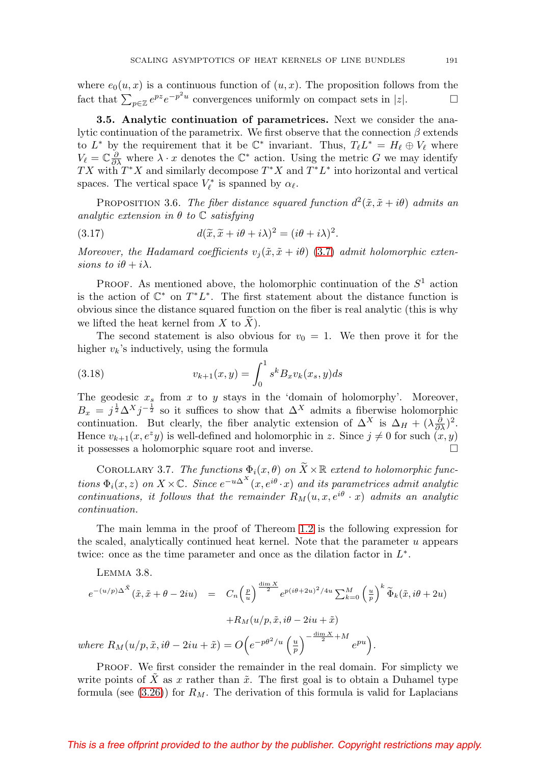where $e_0(u,x)$ is a continuous function of $(u,x)$. The proposition follows from the fact that $\sum_{p\in\mathbb{Z}} e^{pz}e^{-p^2u}$ convergences uniformly on compact sets in $|z|$. $\square$

**3.5. Analytic continuation of parametrices.** Next we consider the analytic continuation of the parametrix. We first observe that the connection $\beta$ extends to $L^*$ by the requirement that it be $\mathbb{C}^*$ invariant. Thus, $T_\ell L^* = H_\ell \oplus V_\ell$ where $V_\ell = \mathbb{C}\frac{\partial}{\partial\lambda}$ where $\lambda \cdot x$ denotes the $\mathbb{C}^*$ action. Using the metric $G$ we may identify $TX$ with $T^*X$ and similarly decompose $T^*X$ and $T^*L^*$ into horizontal and vertical spaces. The vertical space $V_\ell^*$ is spanned by $\alpha_\ell$.

PROPOSITION 3.6. *The fiber distance squared function $d^2(\tilde{x}, \tilde{x} + i\theta)$ admits an analytic extension in $\theta$ to $\mathbb{C}$ satisfying*

$$d(\widetilde{x}, \widetilde{x} + i\theta + i\lambda)^2 = (i\theta + i\lambda)^2. \tag{3.17}$$

*Moreover, the Hadamard coefficients $v_j(\tilde{x}, \tilde{x} + i\theta)$ (3.7) admit holomorphic extensions to $i\theta + i\lambda$.*

PROOF. As mentioned above, the holomorphic continuation of the $S^1$ action is the action of $\mathbb{C}^*$ on $T^*L^*$. The first statement about the distance function is obvious since the distance squared function on the fiber is real analytic (this is why we lifted the heat kernel from $X$ to $\widetilde{X}$).

The second statement is also obvious for $v_0 = 1$. We then prove it for the higher $v_k$'s inductively, using the formula

$$v_{k+1}(x,y) = \int_0^1 s^k B_x v_k(x_s, y) ds \tag{3.18}$$

The geodesic $x_s$ from $x$ to $y$ stays in the 'domain of holomorphy'. Moreover, $B_x = j^{\frac{1}{2}}\Delta^X j^{-\frac{1}{2}}$ so it suffices to show that $\Delta^X$ admits a fiberwise holomorphic continuation. But clearly, the fiber analytic extension of $\Delta^X$ is $\Delta_H + (\lambda\frac{\partial}{\partial\lambda})^2$. Hence $v_{k+1}(x, e^z y)$ is well-defined and holomorphic in $z$. Since $j \neq 0$ for such $(x,y)$ it possesses a holomorphic square root and inverse. $\square$

COROLLARY 3.7. *The functions $\Phi_i(x,\theta)$ on $\widetilde{X}\times\mathbb{R}$ extend to holomorphic functions $\Phi_i(x,z)$ on $X\times\mathbb{C}$. Since $e^{-u\Delta^X}(x, e^{i\theta}\cdot x)$ and its parametrices admit analytic continuations, it follows that the remainder $R_M(u, x, e^{i\theta}\cdot x)$ admits an analytic continuation.*

The main lemma in the proof of Thereom 1.2 is the following expression for the scaled, analytically continued heat kernel. Note that the parameter $u$ appears twice: once as the time parameter and once as the dilation factor in $L^*$.

LEMMA 3.8.

$$\begin{aligned} e^{-(u/p)\Delta^{\tilde{X}}}(\tilde{x}, \tilde{x} + \theta - 2iu) \quad &= \quad C_n \left(\tfrac{p}{u}\right)^{\frac{\dim X}{2}} e^{p(i\theta + 2u)^2/4u} \sum_{k=0}^{M} \left(\tfrac{u}{p}\right)^k \widetilde{\Phi}_k(\tilde{x}, i\theta + 2u) \\ &\quad + R_M(u/p, \tilde{x}, i\theta - 2iu + \tilde{x}) \end{aligned}$$

*where* $R_M(u/p, \tilde{x}, i\theta - 2iu + \tilde{x}) = O\Big(e^{-p\theta^2/u}\left(\frac{u}{p}\right)^{-\frac{\dim X}{2}+M} e^{pu}\Big)$.

PROOF. We first consider the remainder in the real domain. For simplicty we write points of $\tilde{X}$ as $x$ rather than $\tilde{x}$. The first goal is to obtain a Duhamel type formula (see (3.26)) for $R_M$. The derivation of this formula is valid for Laplacians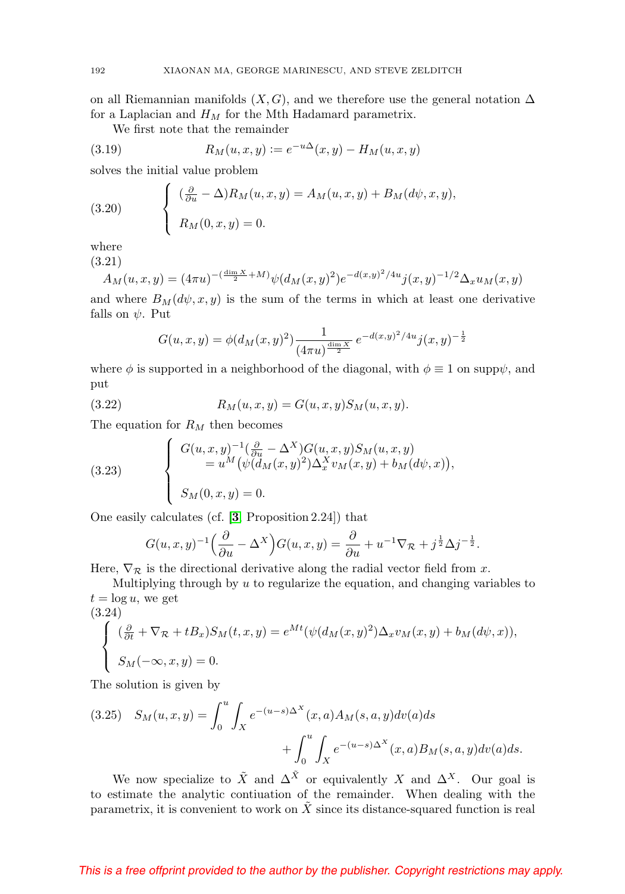on all Riemannian manifolds $(X, G)$, and we therefore use the general notation $\Delta$ for a Laplacian and $H_M$ for the Mth Hadamard parametrix.

We first note that the remainder

$$R_M(u, x, y) := e^{-u\Delta}(x, y) - H_M(u, x, y) \tag{3.19}$$

solves the initial value problem

$$\begin{cases} (\frac{\partial}{\partial u} - \Delta) R_M(u, x, y) = A_M(u, x, y) + B_M(d\psi, x, y), \\ \\ R_M(0, x, y) = 0. \end{cases} \tag{3.20}$$

where

$$A_M(u, x, y) = (4\pi u)^{-(\frac{\dim X}{2} + M)} \psi(d_M(x, y)^2) e^{-d(x,y)^2/4u} j(x, y)^{-1/2} \Delta_x u_M(x, y) \tag{3.21}$$

and where $B_M(d\psi, x, y)$ is the sum of the terms in which at least one derivative falls on $\psi$. Put

$$G(u, x, y) = \phi(d_M(x, y)^2) \frac{1}{(4\pi u)^{\frac{\dim X}{2}}} e^{-d(x,y)^2/4u} j(x, y)^{-\frac{1}{2}}$$

where $\phi$ is supported in a neighborhood of the diagonal, with $\phi \equiv 1$ on supp$\psi$, and put

$$R_M(u, x, y) = G(u, x, y) S_M(u, x, y). \tag{3.22}$$

The equation for $R_M$ then becomes

$$\begin{cases} G(u, x, y)^{-1}(\frac{\partial}{\partial u} - \Delta^X) G(u, x, y) S_M(u, x, y) \\ \qquad = u^M \big(\psi(d_M(x, y)^2) \Delta_x^X v_M(x, y) + b_M(d\psi, x)\big), \\ \\ S_M(0, x, y) = 0. \end{cases} \tag{3.23}$$

One easily calculates (cf. [3] Proposition 2.24]) that

$$G(u, x, y)^{-1} \Big(\frac{\partial}{\partial u} - \Delta^X\Big) G(u, x, y) = \frac{\partial}{\partial u} + u^{-1} \nabla_{\mathcal{R}} + j^{\frac{1}{2}} \Delta j^{-\frac{1}{2}}.$$

Here, $\nabla_{\mathcal{R}}$ is the directional derivative along the radial vector field from $x$.

Multiplying through by $u$ to regularize the equation, and changing variables to $t = \log u$, we get

$$\begin{cases} (\frac{\partial}{\partial t} + \nabla_{\mathcal{R}} + t B_x) S_M(t, x, y) = e^{Mt}(\psi(d_M(x, y)^2) \Delta_x v_M(x, y) + b_M(d\psi, x)), \\ \\ S_M(-\infty, x, y) = 0. \end{cases} \tag{3.24}$$

The solution is given by

$$\begin{aligned} S_M(u, x, y) = \int_0^u \int_X e^{-(u-s)\Delta^X}(x, a) A_M(s, a, y) dv(a) ds \\ + \int_0^u \int_X e^{-(u-s)\Delta^X}(x, a) B_M(s, a, y) dv(a) ds. \end{aligned} \tag{3.25}$$

We now specialize to $\tilde{X}$ and $\Delta^{\tilde{X}}$ or equivalently $X$ and $\Delta^X$. Our goal is to estimate the analytic contiuation of the remainder. When dealing with the parametrix, it is convenient to work on $\tilde{X}$ since its distance-squared function is real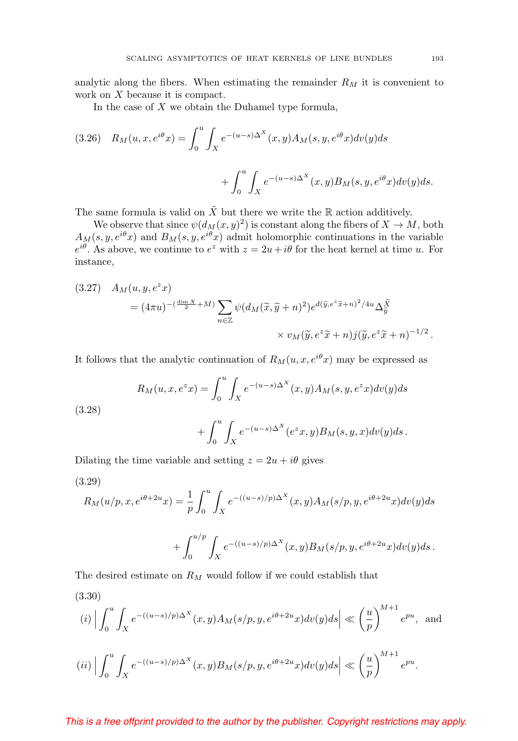analytic along the fibers. When estimating the remainder $R_M$ it is convenient to work on $X$ because it is compact.

In the case of $X$ we obtain the Duhamel type formula,

$$
\begin{aligned}
(3.26)\quad R_M(u,x,e^{i\theta}x) &= \int_0^u \int_X e^{-(u-s)\Delta^X}(x,y)A_M(s,y,e^{i\theta}x)dv(y)ds \\
&\quad + \int_0^u \int_X e^{-(u-s)\Delta^X}(x,y)B_M(s,y,e^{i\theta}x)dv(y)ds.
\end{aligned}
$$

The same formula is valid on $\tilde{X}$ but there we write the $\mathbb{R}$ action additively.

We observe that since $\psi(d_M(x,y)^2)$ is constant along the fibers of $X \to M$, both $A_M(s,y,e^{i\theta}x)$ and $B_M(s,y,e^{i\theta}x)$ admit holomorphic continuations in the variable $e^{i\theta}$. As above, we continue to $e^z$ with $z = 2u + i\theta$ for the heat kernel at time $u$. For instance,

$$
\begin{aligned}
(3.27)\quad & A_M(u,y,e^z x) \\
&= (4\pi u)^{-(\frac{\dim X}{2}+M)} \sum_{n\in\mathbb{Z}} \psi(d_M(\widetilde{x},\widetilde{y}+n)^2) e^{d(\widetilde{y},e^z\widetilde{x}+n)^2/4u} \Delta_{\widetilde{y}}^{\widetilde{X}} \\
&\qquad \times v_M(\widetilde{y},e^z\widetilde{x}+n) j(\widetilde{y},e^z\widetilde{x}+n)^{-1/2}.
\end{aligned}
$$

It follows that the analytic continuation of $R_M(u,x,e^{i\theta}x)$ may be expressed as

$$
\begin{aligned}
R_M(u,x,e^z x) &= \int_0^u \int_X e^{-(u-s)\Delta^X}(x,y)A_M(s,y,e^z x)dv(y)ds \\
(3.28)\qquad & \\
&\quad + \int_0^u \int_X e^{-(u-s)\Delta^X}(e^z x,y)B_M(s,y,x)dv(y)ds.
\end{aligned}
$$

Dilating the time variable and setting $z = 2u + i\theta$ gives

(3.29)

$$
\begin{aligned}
R_M(u/p,x,e^{i\theta+2u}x) &= \frac{1}{p}\int_0^u \int_X e^{-((u-s)/p)\Delta^X}(x,y)A_M(s/p,y,e^{i\theta+2u}x)dv(y)ds \\
&\quad + \int_0^{u/p} \int_X e^{-((u-s)/p)\Delta^X}(x,y)B_M(s/p,y,e^{i\theta+2u}x)dv(y)ds.
\end{aligned}
$$

The desired estimate on $R_M$ would follow if we could establish that

(3.30)

$$
(i)\ \left|\int_0^u \int_X e^{-((u-s)/p)\Delta^X}(x,y)A_M(s/p,y,e^{i\theta+2u}x)dv(y)ds\right| \ll \left(\frac{u}{p}\right)^{M+1} e^{pu}, \text{ and}
$$

$$
(ii)\ \left|\int_0^u \int_X e^{-((u-s)/p)\Delta^X}(x,y)B_M(s/p,y,e^{i\theta+2u}x)dv(y)ds\right| \ll \left(\frac{u}{p}\right)^{M+1} e^{pu}.
$$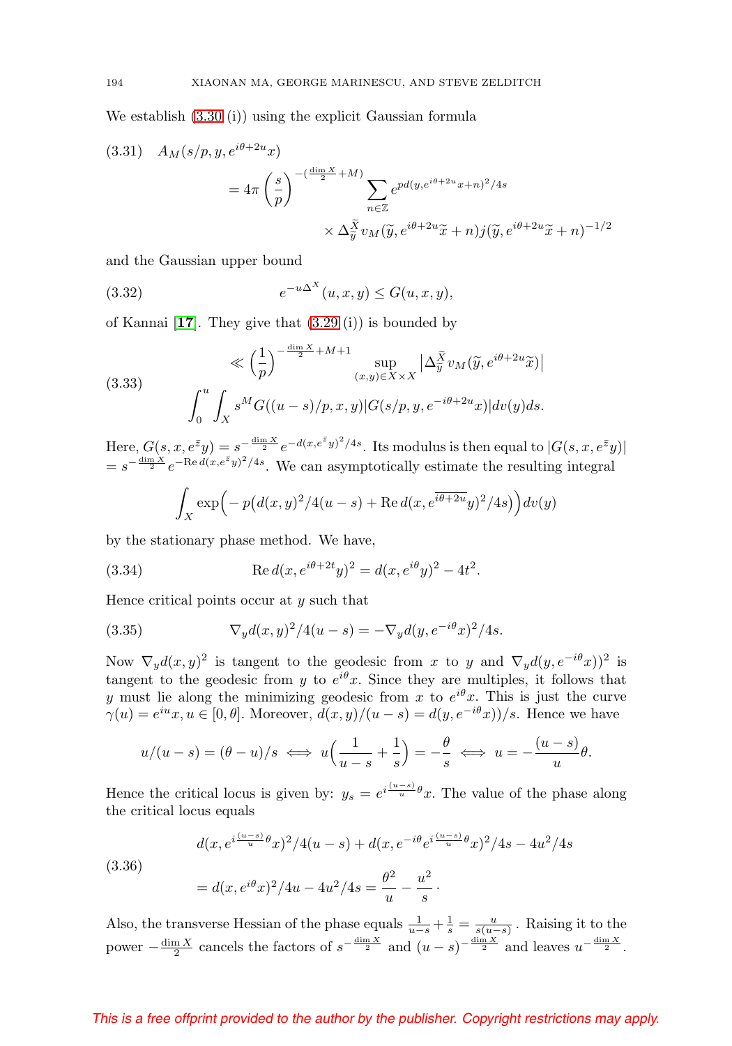We establish (3.30 (i)) using the explicit Gaussian formula

$$
\begin{aligned}
(3.31)\quad & A_M(s/p, y, e^{i\theta+2u}x) \\
&= 4\pi \left(\frac{s}{p}\right)^{-(\frac{\dim X}{2}+M)} \sum_{n\in\mathbb{Z}} e^{pd(y,e^{i\theta+2u}x+n)^2/4s} \\
&\qquad \times \Delta_{\widetilde{y}}^{\widetilde{X}} v_M(\widetilde{y}, e^{i\theta+2u}\widetilde{x}+n) j(\widetilde{y}, e^{i\theta+2u}\widetilde{x}+n)^{-1/2}
\end{aligned}
$$

and the Gaussian upper bound

$$
e^{-u\Delta^X}(u,x,y) \leq G(u,x,y), \tag{3.32}
$$

of Kannai [17]. They give that (3.29 (i)) is bounded by

$$
\begin{aligned}
(3.33)\quad & \ll \left(\frac{1}{p}\right)^{-\frac{\dim X}{2}+M+1} \sup_{(x,y)\in X\times X} \left|\Delta_{\widetilde{y}}^{\widetilde{X}} v_M(\widetilde{y}, e^{i\theta+2u}\widetilde{x})\right| \\
& \int_0^u \int_X s^M G((u-s)/p, x, y) |G(s/p, y, e^{-i\theta+2u}x)| dv(y) ds.
\end{aligned}
$$

Here, $G(s,x,e^{\bar{z}}y) = s^{-\frac{\dim X}{2}} e^{-d(x,e^{\bar{z}}y)^2/4s}$. Its modulus is then equal to $|G(s,x,e^{\bar{z}}y)| = s^{-\frac{\dim X}{2}} e^{-\operatorname{Re} d(x,e^{\bar{z}}y)^2/4s}$. We can asymptotically estimate the resulting integral

$$
\int_X \exp\Big(-p\big(d(x,y)^2/4(u-s) + \operatorname{Re} d(x, e^{\overline{i\theta+2u}}y)^2/4s\big)\Big) dv(y)
$$

by the stationary phase method. We have,

$$
\operatorname{Re} d(x, e^{i\theta+2t}y)^2 = d(x, e^{i\theta}y)^2 - 4t^2. \tag{3.34}
$$

Hence critical points occur at $y$ such that

$$
\nabla_y d(x,y)^2/4(u-s) = -\nabla_y d(y, e^{-i\theta}x)^2/4s. \tag{3.35}
$$

Now $\nabla_y d(x,y)^2$ is tangent to the geodesic from $x$ to $y$ and $\nabla_y d(y, e^{-i\theta}x))^2$ is tangent to the geodesic from $y$ to $e^{i\theta}x$. Since they are multiples, it follows that $y$ must lie along the minimizing geodesic from $x$ to $e^{i\theta}x$. This is just the curve $\gamma(u) = e^{iu}x, u\in[0,\theta]$. Moreover, $d(x,y)/(u-s) = d(y, e^{-i\theta}x))/s$. Hence we have

$$
u/(u-s) = (\theta-u)/s \iff u\Big(\frac{1}{u-s} + \frac{1}{s}\Big) = -\frac{\theta}{s} \iff u = -\frac{(u-s)}{u}\theta.
$$

Hence the critical locus is given by: $y_s = e^{i\frac{(u-s)}{u}\theta}x$. The value of the phase along the critical locus equals

$$
\begin{aligned}
(3.36)\quad & d(x, e^{i\frac{(u-s)}{u}\theta}x)^2/4(u-s) + d(x, e^{-i\theta}e^{i\frac{(u-s)}{u}\theta}x)^2/4s - 4u^2/4s \\
&= d(x, e^{i\theta}x)^2/4u - 4u^2/4s = \frac{\theta^2}{u} - \frac{u^2}{s}\cdot
\end{aligned}
$$

Also, the transverse Hessian of the phase equals $\frac{1}{u-s} + \frac{1}{s} = \frac{u}{s(u-s)}$. Raising it to the power $-\frac{\dim X}{2}$ cancels the factors of $s^{-\frac{\dim X}{2}}$ and $(u-s)^{-\frac{\dim X}{2}}$ and leaves $u^{-\frac{\dim X}{2}}$.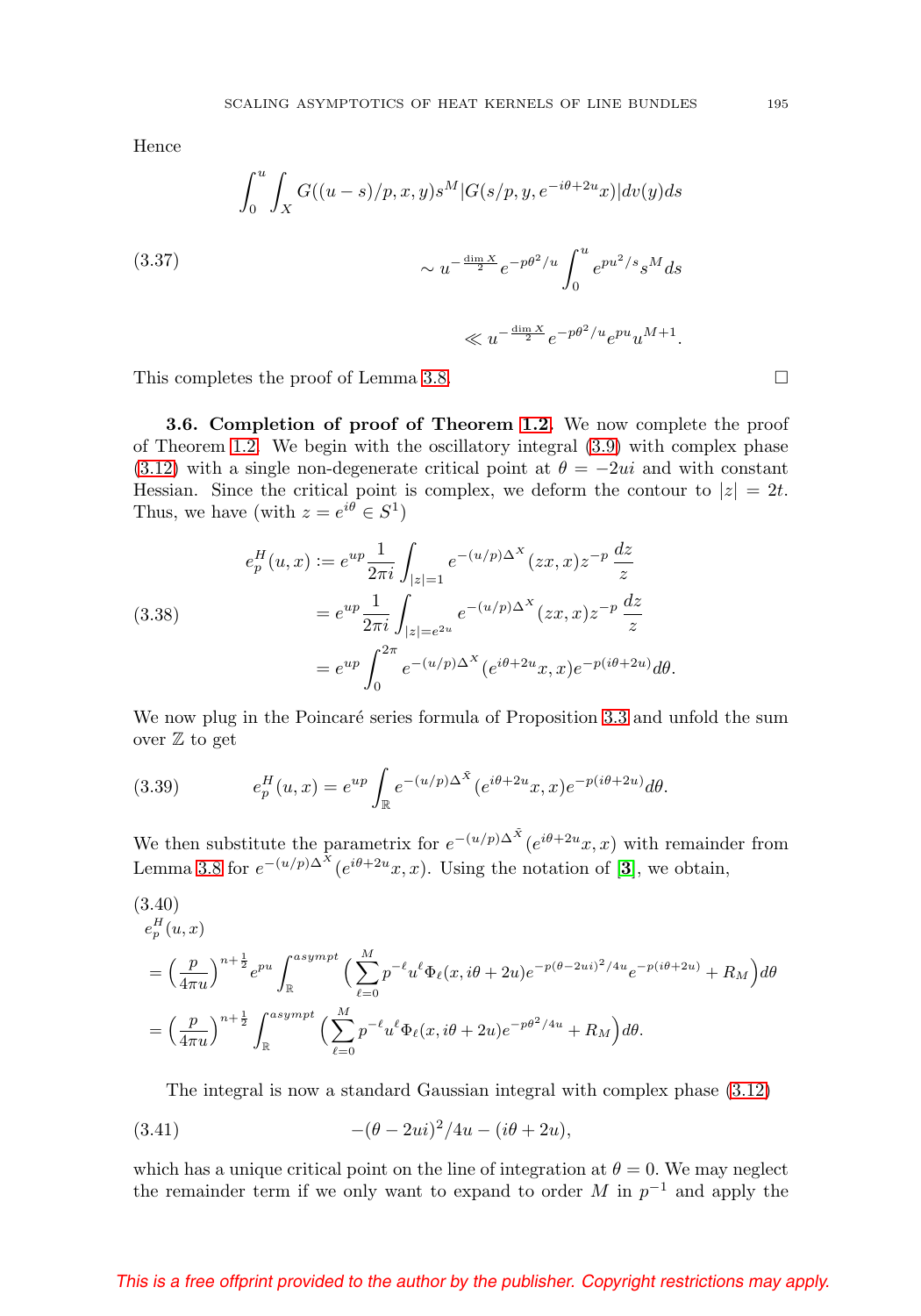Hence

$$
\begin{aligned}
&\int_0^u \int_X G((u-s)/p, x, y) s^M |G(s/p, y, e^{-i\theta+2u}x)| dv(y) ds \\
\text{(3.37)} \qquad &\sim u^{-\frac{\dim X}{2}} e^{-p\theta^2/u} \int_0^u e^{pu^2/s} s^M ds \\
&\ll u^{-\frac{\dim X}{2}} e^{-p\theta^2/u} e^{pu} u^{M+1}.
\end{aligned}
$$

This completes the proof of Lemma 3.8. ∎

**3.6. Completion of proof of Theorem 1.2.** We now complete the proof of Theorem 1.2. We begin with the oscillatory integral (3.9) with complex phase (3.12) with a single non-degenerate critical point at $\theta = -2ui$ and with constant Hessian. Since the critical point is complex, we deform the contour to $|z| = 2t$. Thus, we have (with $z = e^{i\theta} \in S^1$)

$$
\begin{aligned}
e_p^H(u, x) &:= e^{up} \frac{1}{2\pi i} \int_{|z|=1} e^{-(u/p)\Delta^X}(zx, x) z^{-p} \frac{dz}{z} \\
\text{(3.38)} \qquad &= e^{up} \frac{1}{2\pi i} \int_{|z|=e^{2u}} e^{-(u/p)\Delta^X}(zx, x) z^{-p} \frac{dz}{z} \\
&= e^{up} \int_0^{2\pi} e^{-(u/p)\Delta^X}(e^{i\theta+2u}x, x) e^{-p(i\theta+2u)} d\theta.
\end{aligned}
$$

We now plug in the Poincaré series formula of Proposition 3.3 and unfold the sum over $\mathbb{Z}$ to get

$$
\text{(3.39)} \qquad e_p^H(u, x) = e^{up} \int_{\mathbb{R}} e^{-(u/p)\Delta^{\tilde{X}}}(e^{i\theta+2u}x, x) e^{-p(i\theta+2u)} d\theta.
$$

We then substitute the parametrix for $e^{-(u/p)\Delta^{\tilde{X}}}(e^{i\theta+2u}x, x)$ with remainder from Lemma 3.8 for $e^{-(u/p)\Delta^X}(e^{i\theta+2u}x, x)$. Using the notation of [3], we obtain,

$$
\begin{aligned}
\text{(3.40)}& \\
e_p^H&(u, x) \\
&= \Big(\frac{p}{4\pi u}\Big)^{n+\frac{1}{2}} e^{pu} \int_{\mathbb{R}}^{asympt} \Big( \sum_{\ell=0}^{M} p^{-\ell} u^\ell \Phi_\ell(x, i\theta + 2u) e^{-p(\theta-2ui)^2/4u} e^{-p(i\theta+2u)} + R_M \Big) d\theta \\
&= \Big(\frac{p}{4\pi u}\Big)^{n+\frac{1}{2}} \int_{\mathbb{R}}^{asympt} \Big( \sum_{\ell=0}^{M} p^{-\ell} u^\ell \Phi_\ell(x, i\theta + 2u) e^{-p\theta^2/4u} + R_M \Big) d\theta.
\end{aligned}
$$

The integral is now a standard Gaussian integral with complex phase (3.12)

$$
\text{(3.41)} \qquad -(\theta - 2ui)^2/4u - (i\theta + 2u),
$$

which has a unique critical point on the line of integration at $\theta = 0$. We may neglect the remainder term if we only want to expand to order $M$ in $p^{-1}$ and apply the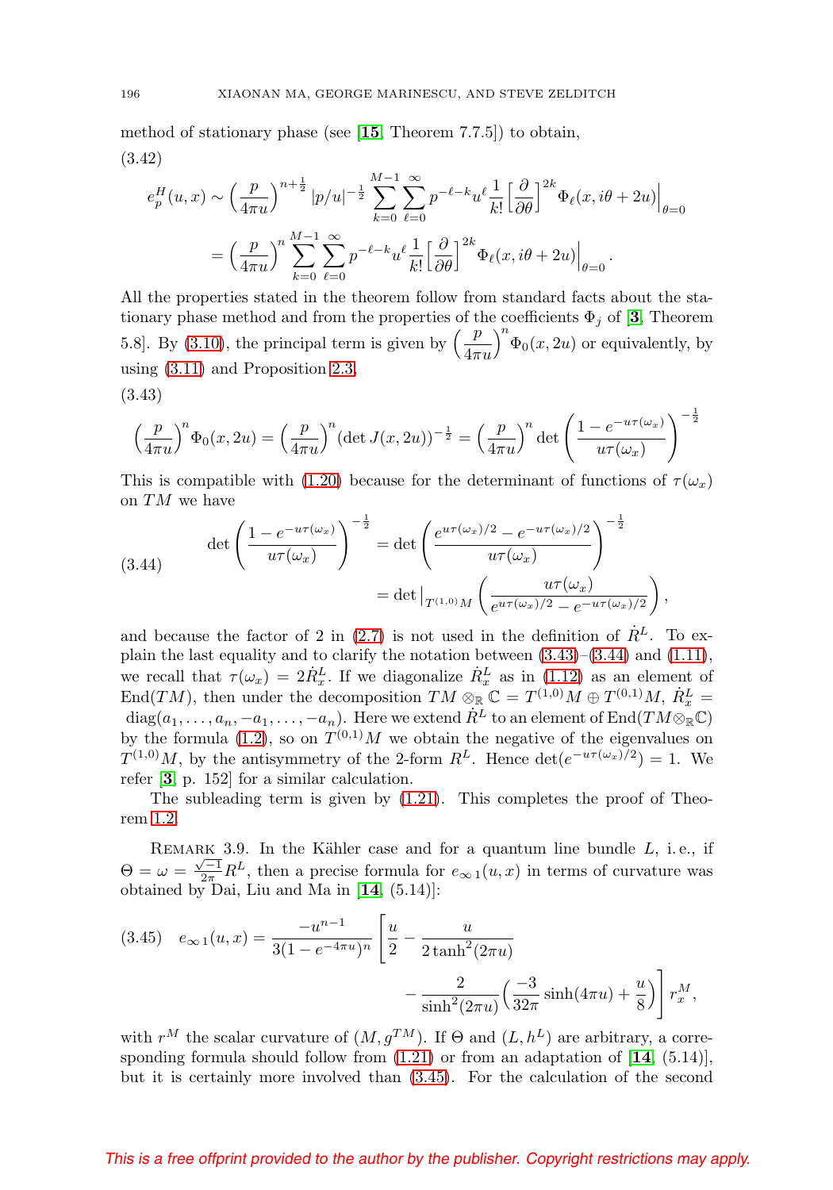method of stationary phase (see [15, Theorem 7.7.5]) to obtain,

(3.42)

$$
\begin{aligned}
e_p^H(u,x) &\sim \Big(\frac{p}{4\pi u}\Big)^{n+\frac12} |p/u|^{-\frac12} \sum_{k=0}^{M-1}\sum_{\ell=0}^{\infty} p^{-\ell-k} u^{\ell}\frac{1}{k!}\Big[\frac{\partial}{\partial\theta}\Big]^{2k}\Phi_\ell(x, i\theta+2u)\Big|_{\theta=0}\\
&= \Big(\frac{p}{4\pi u}\Big)^{n} \sum_{k=0}^{M-1}\sum_{\ell=0}^{\infty} p^{-\ell-k} u^{\ell}\frac{1}{k!}\Big[\frac{\partial}{\partial\theta}\Big]^{2k}\Phi_\ell(x, i\theta+2u)\Big|_{\theta=0}.
\end{aligned}
$$

All the properties stated in the theorem follow from standard facts about the stationary phase method and from the properties of the coefficients $\Phi_j$ of [3, Theorem 5.8]. By (3.10), the principal term is given by $\Big(\dfrac{p}{4\pi u}\Big)^n\Phi_0(x,2u)$ or equivalently, by using (3.11) and Proposition 2.3,

(3.43)

$$
\Big(\frac{p}{4\pi u}\Big)^n\Phi_0(x,2u) = \Big(\frac{p}{4\pi u}\Big)^n (\det J(x,2u))^{-\frac12} = \Big(\frac{p}{4\pi u}\Big)^n \det\left(\frac{1-e^{-u\tau(\omega_x)}}{u\tau(\omega_x)}\right)^{-\frac12}
$$

This is compatible with (1.20) because for the determinant of functions of $\tau(\omega_x)$ on $TM$ we have

$$
\begin{aligned}
\det\left(\frac{1-e^{-u\tau(\omega_x)}}{u\tau(\omega_x)}\right)^{-\frac12} &= \det\left(\frac{e^{u\tau(\omega_x)/2}-e^{-u\tau(\omega_x)/2}}{u\tau(\omega_x)}\right)^{-\frac12}\\
&= \det|_{T^{(1,0)}M}\left(\frac{u\tau(\omega_x)}{e^{u\tau(\omega_x)/2}-e^{-u\tau(\omega_x)/2}}\right),
\end{aligned}
\tag{3.44}
$$

and because the factor of 2 in (2.7) is not used in the definition of $\dot{R}^L$. To explain the last equality and to clarify the notation between (3.43)–(3.44) and (1.11), we recall that $\tau(\omega_x) = 2\dot{R}^L_x$. If we diagonalize $\dot{R}^L_x$ as in (1.12) as an element of $\mathrm{End}(TM)$, then under the decomposition $TM\otimes_{\mathbb{R}}\mathbb{C} = T^{(1,0)}M\oplus T^{(0,1)}M$, $\dot{R}^L_x = \mathrm{diag}(a_1,\dots,a_n,-a_1,\dots,-a_n)$. Here we extend $\dot{R}^L$ to an element of $\mathrm{End}(TM\otimes_{\mathbb{R}}\mathbb{C})$ by the formula (1.2), so on $T^{(0,1)}M$ we obtain the negative of the eigenvalues on $T^{(1,0)}M$, by the antisymmetry of the 2-form $R^L$. Hence $\det(e^{-u\tau(\omega_x)/2}) = 1$. We refer [3, p. 152] for a similar calculation.

The subleading term is given by (1.21). This completes the proof of Theorem 1.2.

Remark 3.9. In the Kähler case and for a quantum line bundle $L$, i. e., if $\Theta = \omega = \frac{\sqrt{-1}}{2\pi}R^L$, then a precise formula for $e_{\infty\,1}(u,x)$ in terms of curvature was obtained by Dai, Liu and Ma in [14, (5.14)]:

$$
\begin{aligned}
e_{\infty\,1}(u,x) = \frac{-u^{n-1}}{3(1-e^{-4\pi u})^n}\Bigg[\frac{u}{2} - \frac{u}{2\tanh^2(2\pi u)}\\
- \frac{2}{\sinh^2(2\pi u)}\Big(\frac{-3}{32\pi}\sinh(4\pi u)+\frac{u}{8}\Big)\Bigg]\, r^M_x,
\end{aligned}
\tag{3.45}
$$

with $r^M$ the scalar curvature of $(M, g^{TM})$. If $\Theta$ and $(L,h^L)$ are arbitrary, a corresponding formula should follow from (1.21) or from an adaptation of [14, (5.14)], but it is certainly more involved than (3.45). For the calculation of the second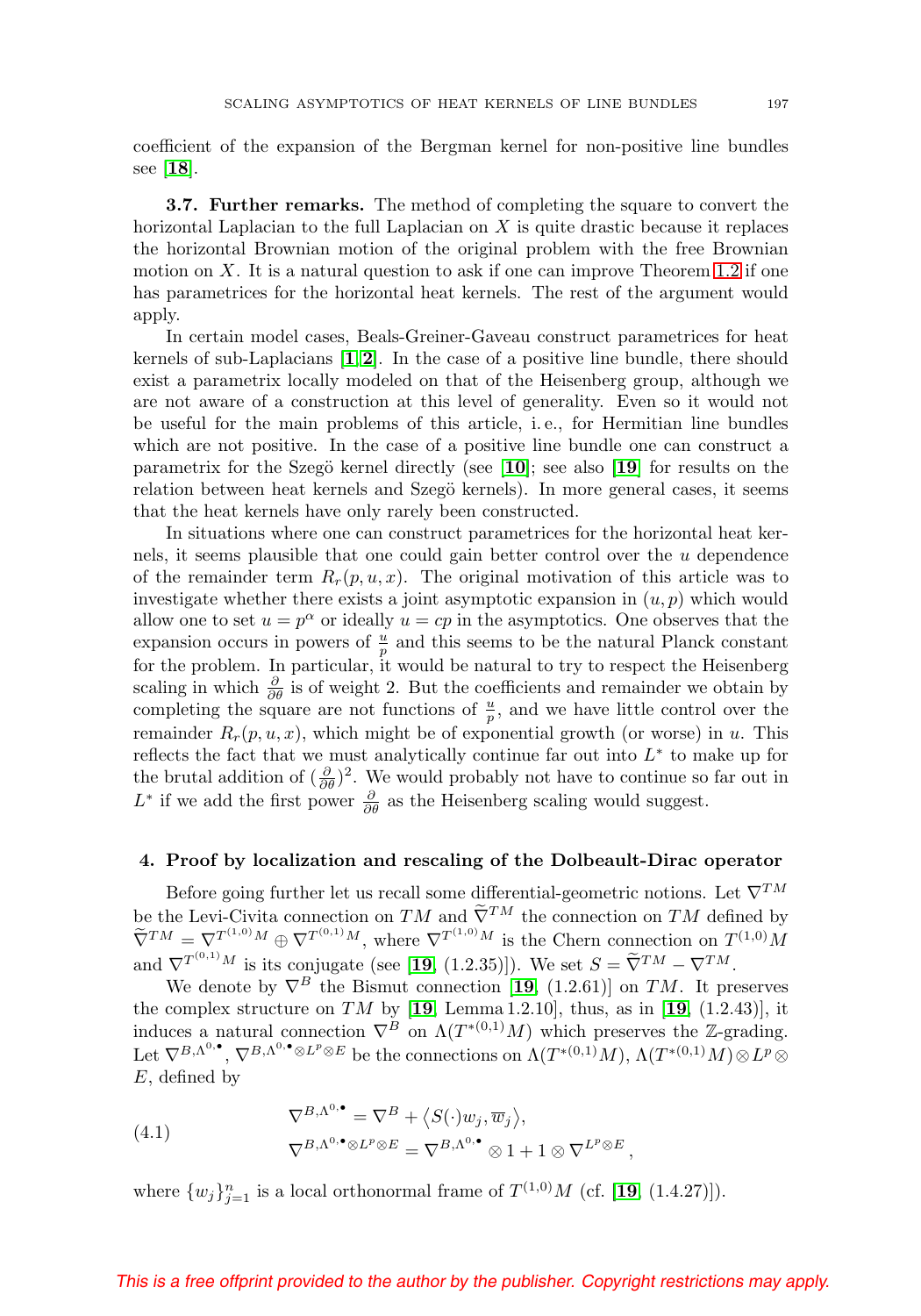coefficient of the expansion of the Bergman kernel for non-positive line bundles see [18].

**3.7. Further remarks.** The method of completing the square to convert the horizontal Laplacian to the full Laplacian on $X$ is quite drastic because it replaces the horizontal Brownian motion of the original problem with the free Brownian motion on $X$. It is a natural question to ask if one can improve Theorem 1.2 if one has parametrics for the horizontal heat kernels. The rest of the argument would apply.

In certain model cases, Beals-Greiner-Gaveau construct parametrices for heat kernels of sub-Laplacians [1, 2]. In the case of a positive line bundle, there should exist a parametrix locally modeled on that of the Heisenberg group, although we are not aware of a construction at this level of generality. Even so it would not be useful for the main problems of this article, i. e., for Hermitian line bundles which are not positive. In the case of a positive line bundle one can construct a parametrix for the Szegö kernel directly (see [10]; see also [19] for results on the relation between heat kernels and Szegö kernels). In more general cases, it seems that the heat kernels have only rarely been constructed.

In situations where one can construct parametrices for the horizontal heat kernels, it seems plausible that one could gain better control over the $u$ dependence of the remainder term $R_r(p, u, x)$. The original motivation of this article was to investigate whether there exists a joint asymptotic expansion in $(u, p)$ which would allow one to set $u = p^{\alpha}$ or ideally $u = cp$ in the asymptotics. One observes that the expansion occurs in powers of $\frac{u}{p}$ and this seems to be the natural Planck constant for the problem. In particular, it would be natural to try to respect the Heisenberg scaling in which $\frac{\partial}{\partial \theta}$ is of weight 2. But the coefficients and remainder we obtain by completing the square are not functions of $\frac{u}{p}$, and we have little control over the remainder $R_r(p, u, x)$, which might be of exponential growth (or worse) in $u$. This reflects the fact that we must analytically continue far out into $L^*$ to make up for the brutal addition of $(\frac{\partial}{\partial \theta})^2$. We would probably not have to continue so far out in $L^*$ if we add the first power $\frac{\partial}{\partial \theta}$ as the Heisenberg scaling would suggest.

## 4. Proof by localization and rescaling of the Dolbeault-Dirac operator

Before going further let us recall some differential-geometric notions. Let $\nabla^{TM}$ be the Levi-Civita connection on $TM$ and $\widetilde{\nabla}^{TM}$ the connection on $TM$ defined by $\widetilde{\nabla}^{TM} = \nabla^{T^{(1,0)}M} \oplus \nabla^{T^{(0,1)}M}$, where $\nabla^{T^{(1,0)}M}$ is the Chern connection on $T^{(1,0)}M$ and $\nabla^{T^{(0,1)}M}$ is its conjugate (see [19, (1.2.35)]). We set $S = \widetilde{\nabla}^{TM} - \nabla^{TM}$.

We denote by $\nabla^B$ the Bismut connection [19, (1.2.61)] on $TM$. It preserves the complex structure on $TM$ by [19, Lemma 1.2.10], thus, as in [19, (1.2.43)], it induces a natural connection $\nabla^B$ on $\Lambda(T^{*(0,1)}M)$ which preserves the $\mathbb{Z}$-grading. Let $\nabla^{B,\Lambda^{0,\bullet}}$, $\nabla^{B,\Lambda^{0,\bullet}\otimes L^p\otimes E}$ be the connections on $\Lambda(T^{*(0,1)}M)$, $\Lambda(T^{*(0,1)}M) \otimes L^p \otimes E$, defined by

$$
\begin{aligned}
\nabla^{B,\Lambda^{0,\bullet}} &= \nabla^B + \langle S(\cdot)w_j, \overline{w}_j \rangle, \\
\nabla^{B,\Lambda^{0,\bullet}\otimes L^p\otimes E} &= \nabla^{B,\Lambda^{0,\bullet}} \otimes 1 + 1 \otimes \nabla^{L^p\otimes E},
\end{aligned}
\tag{4.1}
$$

where $\{w_j\}_{j=1}^n$ is a local orthonormal frame of $T^{(1,0)}M$ (cf. [19, (1.4.27)]).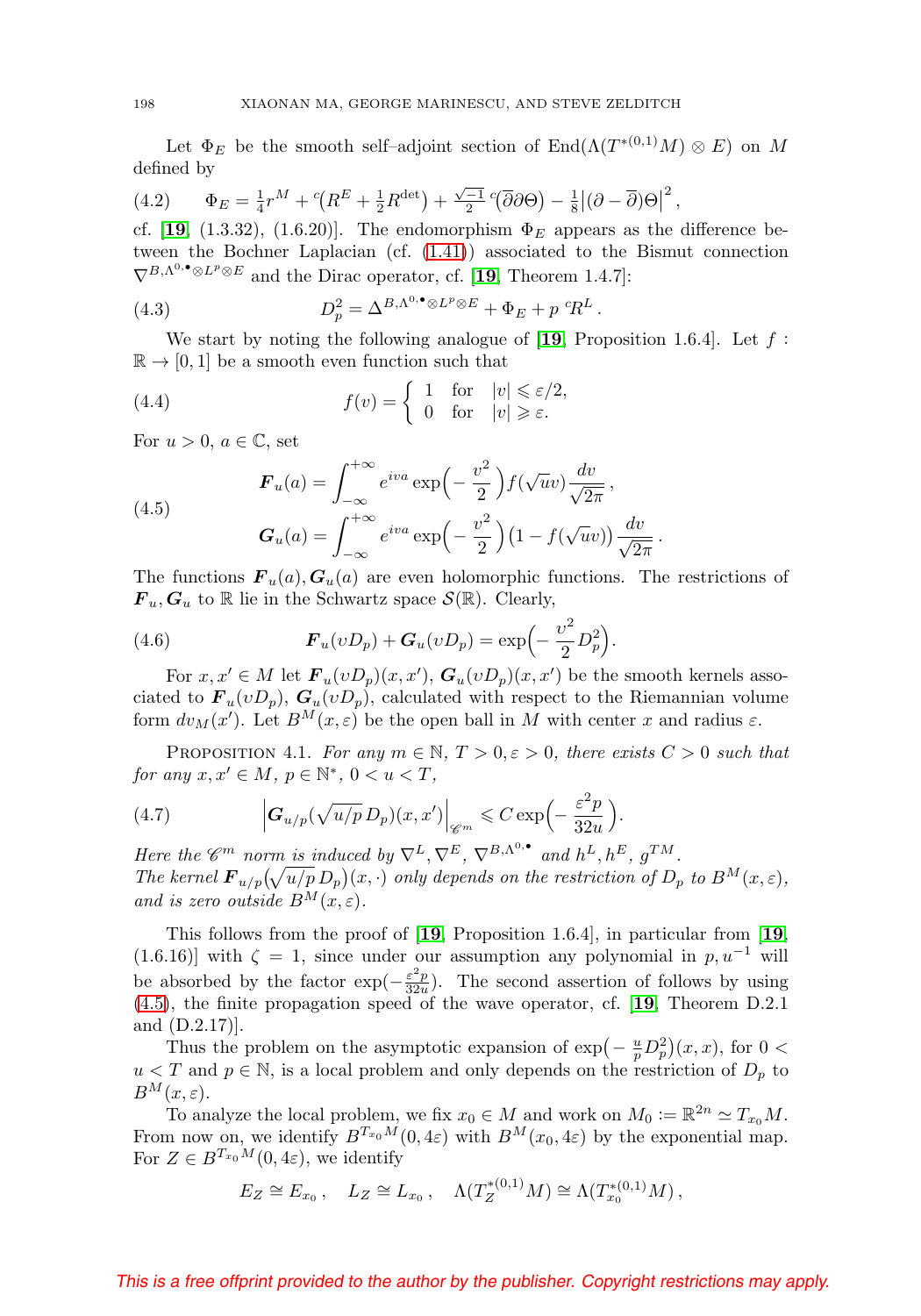Let $\Phi_E$ be the smooth self–adjoint section of $\operatorname{End}(\Lambda(T^{*(0,1)}M)\otimes E)$ on $M$ defined by

$$\Phi_E = \tfrac{1}{4}r^M + {}^c\!\big(R^E + \tfrac{1}{2}R^{\det}\big) + \tfrac{\sqrt{-1}}{2}\,{}^c\!\big(\overline{\partial}\partial\Theta\big) - \tfrac{1}{8}\big|(\partial - \overline{\partial})\Theta\big|^2 \,, \tag{4.2}$$

cf. [**19**, (1.3.32), (1.6.20)]. The endomorphism $\Phi_E$ appears as the difference between the Bochner Laplacian (cf. (1.41)) associated to the Bismut connection $\nabla^{B,\Lambda^{0,\bullet}\otimes L^p\otimes E}$ and the Dirac operator, cf. [**19**, Theorem 1.4.7]:

$$D_p^2 = \Delta^{B,\Lambda^{0,\bullet}\otimes L^p\otimes E} + \Phi_E + p\ {}^cR^L \,. \tag{4.3}$$

We start by noting the following analogue of [**19**, Proposition 1.6.4]. Let $f : \mathbb{R}\to[0,1]$ be a smooth even function such that

$$f(v) = \begin{cases} 1 & \text{for} \quad |v| \leqslant \varepsilon/2,\\ 0 & \text{for} \quad |v| \geqslant \varepsilon. \end{cases} \tag{4.4}$$

For $u > 0$, $a \in \mathbb{C}$, set

$$\begin{aligned} \boldsymbol{F}_u(a) &= \int_{-\infty}^{+\infty} e^{iva}\exp\Big(-\frac{v^2}{2}\Big) f(\sqrt{u}v)\frac{dv}{\sqrt{2\pi}}\,,\\ \boldsymbol{G}_u(a) &= \int_{-\infty}^{+\infty} e^{iva}\exp\Big(-\frac{v^2}{2}\Big) \big(1 - f(\sqrt{u}v)\big)\frac{dv}{\sqrt{2\pi}}\,. \end{aligned} \tag{4.5}$$

The functions $\boldsymbol{F}_u(a), \boldsymbol{G}_u(a)$ are even holomorphic functions. The restrictions of $\boldsymbol{F}_u, \boldsymbol{G}_u$ to $\mathbb{R}$ lie in the Schwartz space $\mathcal{S}(\mathbb{R})$. Clearly,

$$\boldsymbol{F}_u(\upsilon D_p) + \boldsymbol{G}_u(\upsilon D_p) = \exp\Big(-\frac{\upsilon^2}{2}D_p^2\Big). \tag{4.6}$$

For $x, x' \in M$ let $\boldsymbol{F}_u(\upsilon D_p)(x,x')$, $\boldsymbol{G}_u(\upsilon D_p)(x,x')$ be the smooth kernels associated to $\boldsymbol{F}_u(\upsilon D_p)$, $\boldsymbol{G}_u(\upsilon D_p)$, calculated with respect to the Riemannian volume form $dv_M(x')$. Let $B^M(x,\varepsilon)$ be the open ball in $M$ with center $x$ and radius $\varepsilon$.

Proposition 4.1. *For any $m \in \mathbb{N}$, $T > 0, \varepsilon > 0$, there exists $C > 0$ such that for any $x, x' \in M$, $p \in \mathbb{N}^*$, $0 < u < T$,*

$$\Big|\boldsymbol{G}_{u/p}(\sqrt{u/p}\,D_p)(x,x')\Big|_{\mathscr{C}^m} \leqslant C\exp\Big(-\frac{\varepsilon^2 p}{32u}\Big). \tag{4.7}$$

*Here the $\mathscr{C}^m$ norm is induced by $\nabla^L, \nabla^E$, $\nabla^{B,\Lambda^{0,\bullet}}$ and $h^L, h^E$, $g^{TM}$.*
*The kernel $\boldsymbol{F}_{u/p}\big(\sqrt{u/p}\,D_p\big)(x,\cdot)$ only depends on the restriction of $D_p$ to $B^M(x,\varepsilon)$, and is zero outside $B^M(x,\varepsilon)$.*

This follows from the proof of [**19**, Proposition 1.6.4], in particular from [**19**, (1.6.16)] with $\zeta = 1$, since under our assumption any polynomial in $p, u^{-1}$ will be absorbed by the factor $\exp(-\frac{\varepsilon^2 p}{32u})$. The second assertion of follows by using (4.5), the finite propagation speed of the wave operator, cf. [**19**, Theorem D.2.1 and (D.2.17)].

Thus the problem on the asymptotic expansion of $\exp\big(-\frac{u}{p}D_p^2\big)(x,x)$, for $0 < u < T$ and $p \in \mathbb{N}$, is a local problem and only depends on the restriction of $D_p$ to $B^M(x,\varepsilon)$.

To analyze the local problem, we fix $x_0 \in M$ and work on $M_0 := \mathbb{R}^{2n} \simeq T_{x_0}M$. From now on, we identify $B^{T_{x_0}M}(0,4\varepsilon)$ with $B^M(x_0,4\varepsilon)$ by the exponential map. For $Z \in B^{T_{x_0}M}(0,4\varepsilon)$, we identify

$$E_Z \cong E_{x_0}\,, \quad L_Z \cong L_{x_0}\,, \quad \Lambda(T_Z^{*(0,1)}M) \cong \Lambda(T_{x_0}^{*(0,1)}M)\,,$$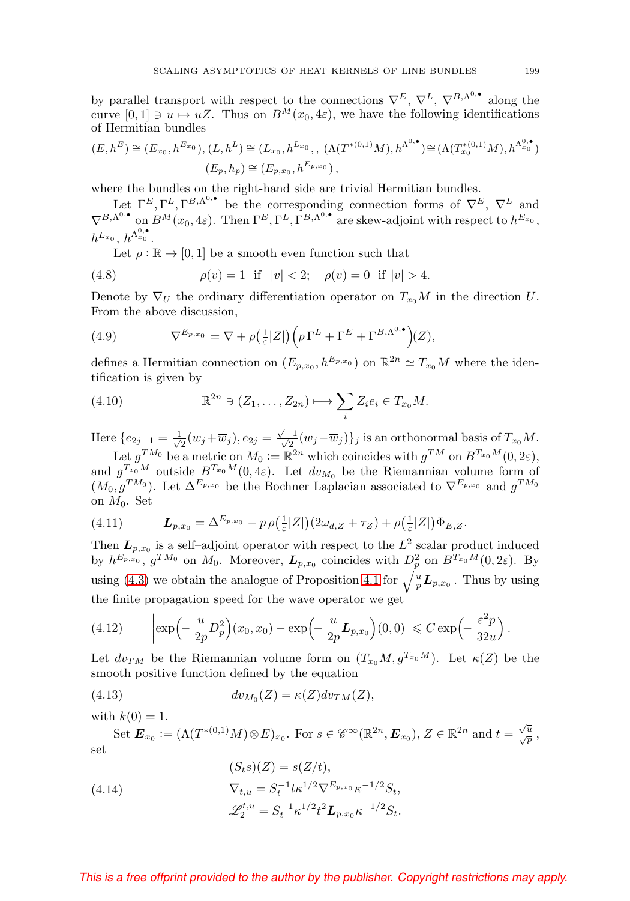by parallel transport with respect to the connections $\nabla^E$, $\nabla^L$, $\nabla^{B,\Lambda^{0,\bullet}}$ along the curve $[0,1] \ni u \mapsto uZ$. Thus on $B^M(x_0, 4\varepsilon)$, we have the following identifications of Hermitian bundles

$$(E, h^E) \cong (E_{x_0}, h^{E_{x_0}}), (L, h^L) \cong (L_{x_0}, h^{L_{x_0}},), \; (\Lambda(T^{*(0,1)}M), h^{\Lambda^{0,\bullet}}) \cong (\Lambda(T^{*(0,1)}_{x_0}M), h^{\Lambda^{0,\bullet}_{x_0}})$$
$$(E_p, h_p) \cong (E_{p,x_0}, h^{E_{p,x_0}}),$$

where the bundles on the right-hand side are trivial Hermitian bundles.

Let $\Gamma^E, \Gamma^L, \Gamma^{B,\Lambda^{0,\bullet}}$ be the corresponding connection forms of $\nabla^E$, $\nabla^L$ and $\nabla^{B,\Lambda^{0,\bullet}}$ on $B^M(x_0, 4\varepsilon)$. Then $\Gamma^E, \Gamma^L, \Gamma^{B,\Lambda^{0,\bullet}}$ are skew-adjoint with respect to $h^{E_{x_0}}$, $h^{L_{x_0}}$, $h^{\Lambda^{0,\bullet}_{x_0}}$.

Let $\rho : \mathbb{R} \to [0,1]$ be a smooth even function such that

$$\rho(v) = 1 \;\text{ if }\; |v| < 2; \quad \rho(v) = 0 \;\text{ if }\; |v| > 4. \tag{4.8}$$

Denote by $\nabla_U$ the ordinary differentiation operator on $T_{x_0}M$ in the direction $U$. From the above discussion,

$$\nabla^{E_{p,x_0}} = \nabla + \rho\big(\tfrac{1}{\varepsilon}|Z|\big)\Big(p\,\Gamma^L + \Gamma^E + \Gamma^{B,\Lambda^{0,\bullet}}\Big)(Z), \tag{4.9}$$

defines a Hermitian connection on $(E_{p,x_0}, h^{E_{p,x_0}})$ on $\mathbb{R}^{2n} \simeq T_{x_0}M$ where the identification is given by

$$\mathbb{R}^{2n} \ni (Z_1, \ldots, Z_{2n}) \longmapsto \sum_i Z_i e_i \in T_{x_0}M. \tag{4.10}$$

Here $\{e_{2j-1} = \frac{1}{\sqrt{2}}(w_j + \overline{w}_j), e_{2j} = \frac{\sqrt{-1}}{\sqrt{2}}(w_j - \overline{w}_j)\}_j$ is an orthonormal basis of $T_{x_0}M$.

Let $g^{TM_0}$ be a metric on $M_0 := \mathbb{R}^{2n}$ which coincides with $g^{TM}$ on $B^{T_{x_0}M}(0, 2\varepsilon)$, and $g^{T_{x_0}M}$ outside $B^{T_{x_0}M}(0, 4\varepsilon)$. Let $dv_{M_0}$ be the Riemannian volume form of $(M_0, g^{TM_0})$. Let $\Delta^{E_{p,x_0}}$ be the Bochner Laplacian associated to $\nabla^{E_{p,x_0}}$ and $g^{TM_0}$ on $M_0$. Set

$$\boldsymbol{L}_{p,x_0} = \Delta^{E_{p,x_0}} - p\,\rho\big(\tfrac{1}{\varepsilon}|Z|\big)(2\omega_{d,Z} + \tau_Z) + \rho\big(\tfrac{1}{\varepsilon}|Z|\big)\Phi_{E,Z}. \tag{4.11}$$

Then $\boldsymbol{L}_{p,x_0}$ is a self–adjoint operator with respect to the $L^2$ scalar product induced by $h^{E_{p,x_0}}$, $g^{TM_0}$ on $M_0$. Moreover, $\boldsymbol{L}_{p,x_0}$ coincides with $D_p^2$ on $B^{T_{x_0}M}(0, 2\varepsilon)$. By using (4.3) we obtain the analogue of Proposition 4.1 for $\sqrt{\frac{u}{p}\boldsymbol{L}_{p,x_0}}$. Thus by using the finite propagation speed for the wave operator we get

$$\left|\exp\Big(-\frac{u}{2p}D_p^2\Big)(x_0, x_0) - \exp\Big(-\frac{u}{2p}\boldsymbol{L}_{p,x_0}\Big)(0,0)\right| \leqslant C\exp\Big(-\frac{\varepsilon^2 p}{32u}\Big). \tag{4.12}$$

Let $dv_{TM}$ be the Riemannian volume form on $(T_{x_0}M, g^{T_{x_0}M})$. Let $\kappa(Z)$ be the smooth positive function defined by the equation

$$dv_{M_0}(Z) = \kappa(Z) dv_{TM}(Z), \tag{4.13}$$

with $k(0) = 1$.

Set $\boldsymbol{E}_{x_0} := (\Lambda(T^{*(0,1)}M) \otimes E)_{x_0}$. For $s \in \mathscr{C}^\infty(\mathbb{R}^{2n}, \boldsymbol{E}_{x_0})$, $Z \in \mathbb{R}^{2n}$ and $t = \frac{\sqrt{u}}{\sqrt{p}}$, set

$$\begin{aligned}
&(S_t s)(Z) = s(Z/t),\\
&\nabla_{t,u} = S_t^{-1} t \kappa^{1/2} \nabla^{E_{p,x_0}} \kappa^{-1/2} S_t,\\
&\mathscr{L}_2^{t,u} = S_t^{-1} \kappa^{1/2} t^2 \boldsymbol{L}_{p,x_0} \kappa^{-1/2} S_t.
\end{aligned} \tag{4.14}$$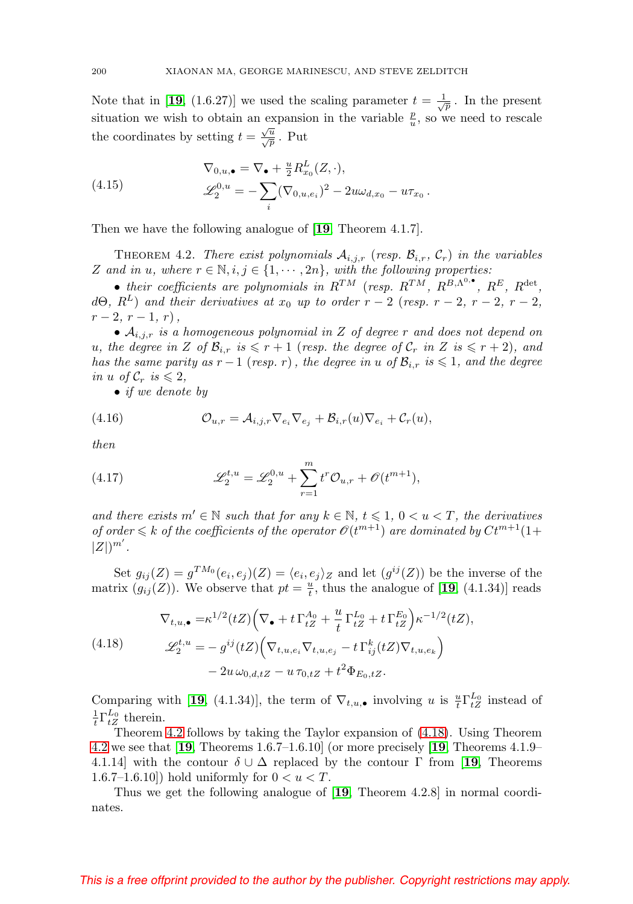Note that in [**19**, (1.6.27)] we used the scaling parameter $t = \frac{1}{\sqrt{p}}$. In the present situation we wish to obtain an expansion in the variable $\frac{p}{u}$, so we need to rescale the coordinates by setting $t = \frac{\sqrt{u}}{\sqrt{p}}$. Put

$$
\begin{aligned}
&\nabla_{0,u,\bullet} = \nabla_\bullet + \tfrac{u}{2} R^L_{x_0}(Z,\cdot),\\
&\mathscr{L}^{0,u}_2 = -\sum_i (\nabla_{0,u,e_i})^2 - 2u\omega_{d,x_0} - u\tau_{x_0}\,.
\end{aligned}
\tag{4.15}
$$

Then we have the following analogue of [**19**, Theorem 4.1.7].

THEOREM 4.2. *There exist polynomials $\mathcal{A}_{i,j,r}$ (resp. $\mathcal{B}_{i,r}$, $\mathcal{C}_r$) in the variables $Z$ and in $u$, where $r \in \mathbb{N}, i,j \in \{1,\cdots,2n\}$, with the following properties:*

- *their coefficients are polynomials in $R^{TM}$ (resp. $R^{TM}$, $R^{B,\Lambda^{0,\bullet}}$, $R^E$, $R^{\det}$, $d\Theta$, $R^L$) and their derivatives at $x_0$ up to order $r-2$ (resp. $r-2$, $r-2$, $r-2$, $r-2$, $r-1$, $r$),*
- *$\mathcal{A}_{i,j,r}$ is a homogeneous polynomial in $Z$ of degree $r$ and does not depend on $u$, the degree in $Z$ of $\mathcal{B}_{i,r}$ is $\leqslant r+1$ (resp. the degree of $\mathcal{C}_r$ in $Z$ is $\leqslant r+2$), and has the same parity as $r-1$ (resp. $r$), the degree in $u$ of $\mathcal{B}_{i,r}$ is $\leqslant 1$, and the degree in $u$ of $\mathcal{C}_r$ is $\leqslant 2$,*
- *if we denote by*

$$
\mathcal{O}_{u,r} = \mathcal{A}_{i,j,r}\nabla_{e_i}\nabla_{e_j} + \mathcal{B}_{i,r}(u)\nabla_{e_i} + \mathcal{C}_r(u),
\tag{4.16}
$$

*then*

$$
\mathscr{L}^{t,u}_2 = \mathscr{L}^{0,u}_2 + \sum_{r=1}^m t^r \mathcal{O}_{u,r} + \mathscr{O}(t^{m+1}),
\tag{4.17}
$$

*and there exists $m' \in \mathbb{N}$ such that for any $k \in \mathbb{N}$, $t \leqslant 1$, $0 < u < T$, the derivatives of order $\leqslant k$ of the coefficients of the operator $\mathscr{O}(t^{m+1})$ are dominated by $Ct^{m+1}(1+|Z|)^{m'}$.*

Set $g_{ij}(Z) = g^{TM_0}(e_i,e_j)(Z) = \langle e_i, e_j\rangle_Z$ and let $(g^{ij}(Z))$ be the inverse of the matrix $(g_{ij}(Z))$. We observe that $pt = \frac{u}{t}$, thus the analogue of [**19**, (4.1.34)] reads

$$
\begin{aligned}
\nabla_{t,u,\bullet} =& \kappa^{1/2}(tZ)\Big(\nabla_\bullet + t\,\Gamma^{A_0}_{tZ} + \frac{u}{t}\,\Gamma^{L_0}_{tZ} + t\,\Gamma^{E_0}_{tZ}\Big)\kappa^{-1/2}(tZ),\\
\mathscr{L}^{t,u}_2 =& -g^{ij}(tZ)\Big(\nabla_{t,u,e_i}\nabla_{t,u,e_j} - t\,\Gamma^k_{ij}(tZ)\nabla_{t,u,e_k}\Big)\\
&- 2u\,\omega_{0,d,tZ} - u\,\tau_{0,tZ} + t^2\Phi_{E_0,tZ}.
\end{aligned}
\tag{4.18}
$$

Comparing with [**19**, (4.1.34)], the term of $\nabla_{t,u,\bullet}$ involving $u$ is $\frac{u}{t}\Gamma^{L_0}_{tZ}$ instead of $\frac{1}{t}\Gamma^{L_0}_{tZ}$ therein.

Theorem 4.2 follows by taking the Taylor expansion of (4.18). Using Theorem 4.2 we see that [**19**, Theorems 1.6.7–1.6.10] (or more precisely [**19**, Theorems 4.1.9–4.1.14] with the contour $\delta \cup \Delta$ replaced by the contour $\Gamma$ from [**19**, Theorems 1.6.7–1.6.10]) hold uniformly for $0 < u < T$.

Thus we get the following analogue of [**19**, Theorem 4.2.8] in normal coordinates.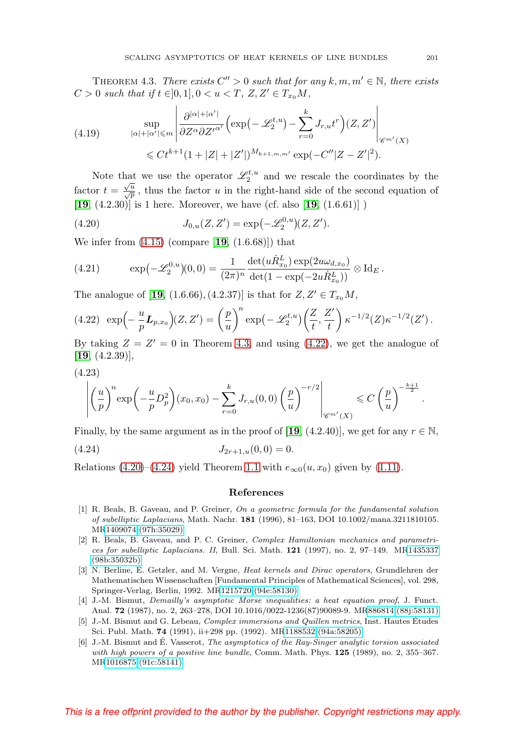THEOREM 4.3. *There exists $C'' > 0$ such that for any $k, m, m' \in \mathbb{N}$, there exists $C > 0$ such that if $t \in ]0,1]$, $0 < u < T$, $Z, Z' \in T_{x_0}M$,*

$$\sup_{|\alpha|+|\alpha'|\leqslant m} \left| \frac{\partial^{|\alpha|+|\alpha'|}}{\partial Z^\alpha \partial Z'^{\alpha'}} \Big( \exp\big(-\mathscr{L}_2^{t,u}\big) - \sum_{r=0}^{k} J_{r,u} t^r \Big)(Z, Z') \right|_{\mathscr{C}^{m'}(X)} \leqslant C t^{k+1} (1 + |Z| + |Z'|)^{M_{k+1,m,m'}} \exp(-C''|Z - Z'|^2). \tag{4.19}$$

Note that we use the operator $\mathscr{L}_2^{t,u}$ and we rescale the coordinates by the factor $t = \frac{\sqrt{u}}{\sqrt{p}}$, thus the factor $u$ in the right-hand side of the second equation of [**19**, (4.2.30)] is 1 here. Moreover, we have (cf. also [**19**, (1.6.61)] )

$$J_{0,u}(Z, Z') = \exp\big(-\mathscr{L}_2^{0,u}\big)(Z, Z'). \tag{4.20}$$

We infer from (4.15) (compare [**19**, (1.6.68)]) that

$$\exp\big(-\mathscr{L}_2^{0,u}\big)(0,0) = \frac{1}{(2\pi)^n} \frac{\det(u\dot{R}^L_{x_0}) \exp(2u\omega_{d,x_0})}{\det(1 - \exp(-2u\dot{R}^L_{x_0}))} \otimes \mathrm{Id}_E\,. \tag{4.21}$$

The analogue of [**19**, (1.6.66), (4.2.37)] is that for $Z, Z' \in T_{x_0}M$,

$$\exp\Big(-\frac{u}{p}\boldsymbol{L}_{p,x_0}\Big)(Z, Z') = \Big(\frac{p}{u}\Big)^n \exp\big(-\mathscr{L}_2^{t,u}\big)\Big(\frac{Z}{t}, \frac{Z'}{t}\Big)\, \kappa^{-1/2}(Z)\kappa^{-1/2}(Z')\,. \tag{4.22}$$

By taking $Z = Z' = 0$ in Theorem 4.3, and using (4.22), we get the analogue of [**19**, (4.2.39)],

$$\left| \Big(\frac{u}{p}\Big)^n \exp\Big(-\frac{u}{p} D_p^2\Big)(x_0, x_0) - \sum_{r=0}^{k} J_{r,u}(0,0) \Big(\frac{p}{u}\Big)^{-r/2} \right|_{\mathscr{C}^{m'}(X)} \leqslant C \Big(\frac{p}{u}\Big)^{-\frac{k+1}{2}}. \tag{4.23}$$

Finally, by the same argument as in the proof of [**19**, (4.2.40)], we get for any $r \in \mathbb{N}$,

$$J_{2r+1,u}(0,0) = 0. \tag{4.24}$$

Relations (4.20)–(4.24) yield Theorem 1.1 with $e_{\infty 0}(u, x_0)$ given by (1.11).

## References

[1] R. Beals, B. Gaveau, and P. Greiner, *On a geometric formula for the fundamental solution of subelliptic Laplacians*, Math. Nachr. **181** (1996), 81–163, DOI 10.1002/mana.3211810105. MR1409074 (97h:35029)

[2] R. Beals, B. Gaveau, and P. C. Greiner, *Complex Hamiltonian mechanics and parametrices for subelliptic Laplacians. II*, Bull. Sci. Math. **121** (1997), no. 2, 97–149. MR1435337 (98b:35032b)

[3] N. Berline, E. Getzler, and M. Vergne, *Heat kernels and Dirac operators*, Grundlehren der Mathematischen Wissenschaften [Fundamental Principles of Mathematical Sciences], vol. 298, Springer-Verlag, Berlin, 1992. MR1215720 (94e:58130)

[4] J.-M. Bismut, *Demailly's asymptotic Morse inequalities: a heat equation proof*, J. Funct. Anal. **72** (1987), no. 2, 263–278, DOI 10.1016/0022-1236(87)90089-9. MR886814 (88j:58131)

[5] J.-M. Bismut and G. Lebeau, *Complex immersions and Quillen metrics*, Inst. Hautes Études Sci. Publ. Math. **74** (1991), ii+298 pp. (1992). MR1188532 (94a:58205)

[6] J.-M. Bismut and É. Vasserot, *The asymptotics of the Ray-Singer analytic torsion associated with high powers of a positive line bundle*, Comm. Math. Phys. **125** (1989), no. 2, 355–367. MR1016875 (91c:58141)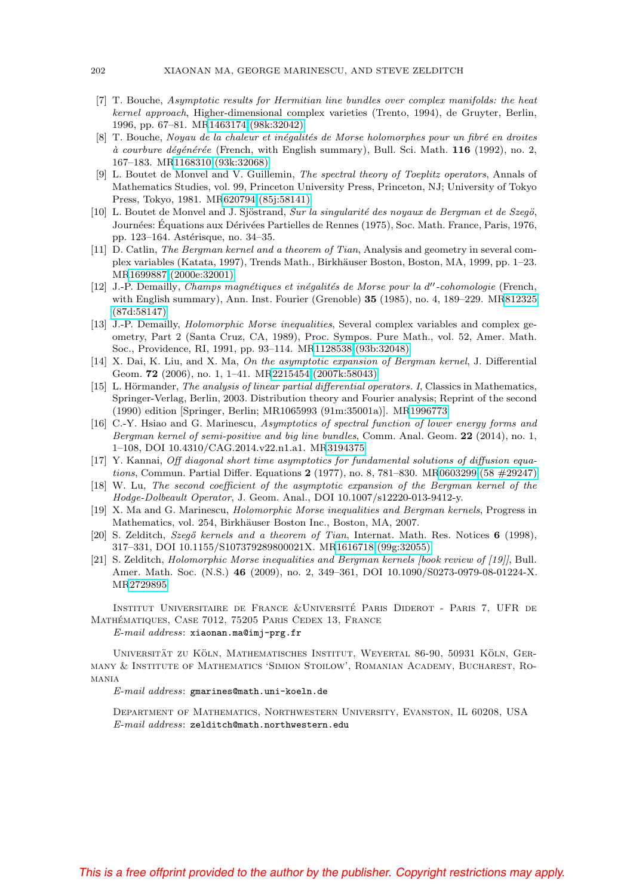[7] T. Bouche, *Asymptotic results for Hermitian line bundles over complex manifolds: the heat kernel approach*, Higher-dimensional complex varieties (Trento, 1994), de Gruyter, Berlin, 1996, pp. 67–81. MR1463174 (98k:32042)

[8] T. Bouche, *Noyau de la chaleur et inégalités de Morse holomorphes pour un fibré en droites à courbure dégénérée* (French, with English summary), Bull. Sci. Math. **116** (1992), no. 2, 167–183. MR1168310 (93k:32068)

[9] L. Boutet de Monvel and V. Guillemin, *The spectral theory of Toeplitz operators*, Annals of Mathematics Studies, vol. 99, Princeton University Press, Princeton, NJ; University of Tokyo Press, Tokyo, 1981. MR620794 (85j:58141)

[10] L. Boutet de Monvel and J. Sjöstrand, *Sur la singularité des noyaux de Bergman et de Szegö*, Journées: Équations aux Dérivées Partielles de Rennes (1975), Soc. Math. France, Paris, 1976, pp. 123–164. Astérisque, no. 34–35.

[11] D. Catlin, *The Bergman kernel and a theorem of Tian*, Analysis and geometry in several complex variables (Katata, 1997), Trends Math., Birkhäuser Boston, Boston, MA, 1999, pp. 1–23. MR1699887 (2000e:32001)

[12] J.-P. Demailly, *Champs magnétiques et inégalités de Morse pour la $d''$-cohomologie* (French, with English summary), Ann. Inst. Fourier (Grenoble) **35** (1985), no. 4, 189–229. MR812325 (87d:58147)

[13] J.-P. Demailly, *Holomorphic Morse inequalities*, Several complex variables and complex geometry, Part 2 (Santa Cruz, CA, 1989), Proc. Sympos. Pure Math., vol. 52, Amer. Math. Soc., Providence, RI, 1991, pp. 93–114. MR1128538 (93b:32048)

[14] X. Dai, K. Liu, and X. Ma, *On the asymptotic expansion of Bergman kernel*, J. Differential Geom. **72** (2006), no. 1, 1–41. MR2215454 (2007k:58043)

[15] L. Hörmander, *The analysis of linear partial differential operators. I*, Classics in Mathematics, Springer-Verlag, Berlin, 2003. Distribution theory and Fourier analysis; Reprint of the second (1990) edition [Springer, Berlin; MR1065993 (91m:35001a)]. MR1996773

[16] C.-Y. Hsiao and G. Marinescu, *Asymptotics of spectral function of lower energy forms and Bergman kernel of semi-positive and big line bundles*, Comm. Anal. Geom. **22** (2014), no. 1, 1–108, DOI 10.4310/CAG.2014.v22.n1.a1. MR3194375

[17] Y. Kannai, *Off diagonal short time asymptotics for fundamental solutions of diffusion equations*, Commun. Partial Differ. Equations **2** (1977), no. 8, 781–830. MR0603299 (58 #29247)

[18] W. Lu, *The second coefficient of the asymptotic expansion of the Bergman kernel of the Hodge-Dolbeault Operator*, J. Geom. Anal., DOI 10.1007/s12220-013-9412-y.

[19] X. Ma and G. Marinescu, *Holomorphic Morse inequalities and Bergman kernels*, Progress in Mathematics, vol. 254, Birkhäuser Boston Inc., Boston, MA, 2007.

[20] S. Zelditch, *Szegő kernels and a theorem of Tian*, Internat. Math. Res. Notices **6** (1998), 317–331, DOI 10.1155/S107379289800021X. MR1616718 (99g:32055)

[21] S. Zelditch, *Holomorphic Morse inequalities and Bergman kernels [book review of [19]]*, Bull. Amer. Math. Soc. (N.S.) **46** (2009), no. 2, 349–361, DOI 10.1090/S0273-0979-08-01224-X. MR2729895

Institut Universitaire de France &Université Paris Diderot - Paris 7, UFR de Mathématiques, Case 7012, 75205 Paris Cedex 13, France

*E-mail address*: xiaonan.ma@imj-prg.fr

Universität zu Köln, Mathematisches Institut, Weyertal 86-90, 50931 Köln, Germany & Institute of Mathematics 'Simion Stoilow', Romanian Academy, Bucharest, Romania

*E-mail address*: gmarines@math.uni-koeln.de

Department of Mathematics, Northwestern University, Evanston, IL 60208, USA

*E-mail address*: zelditch@math.northwestern.edu